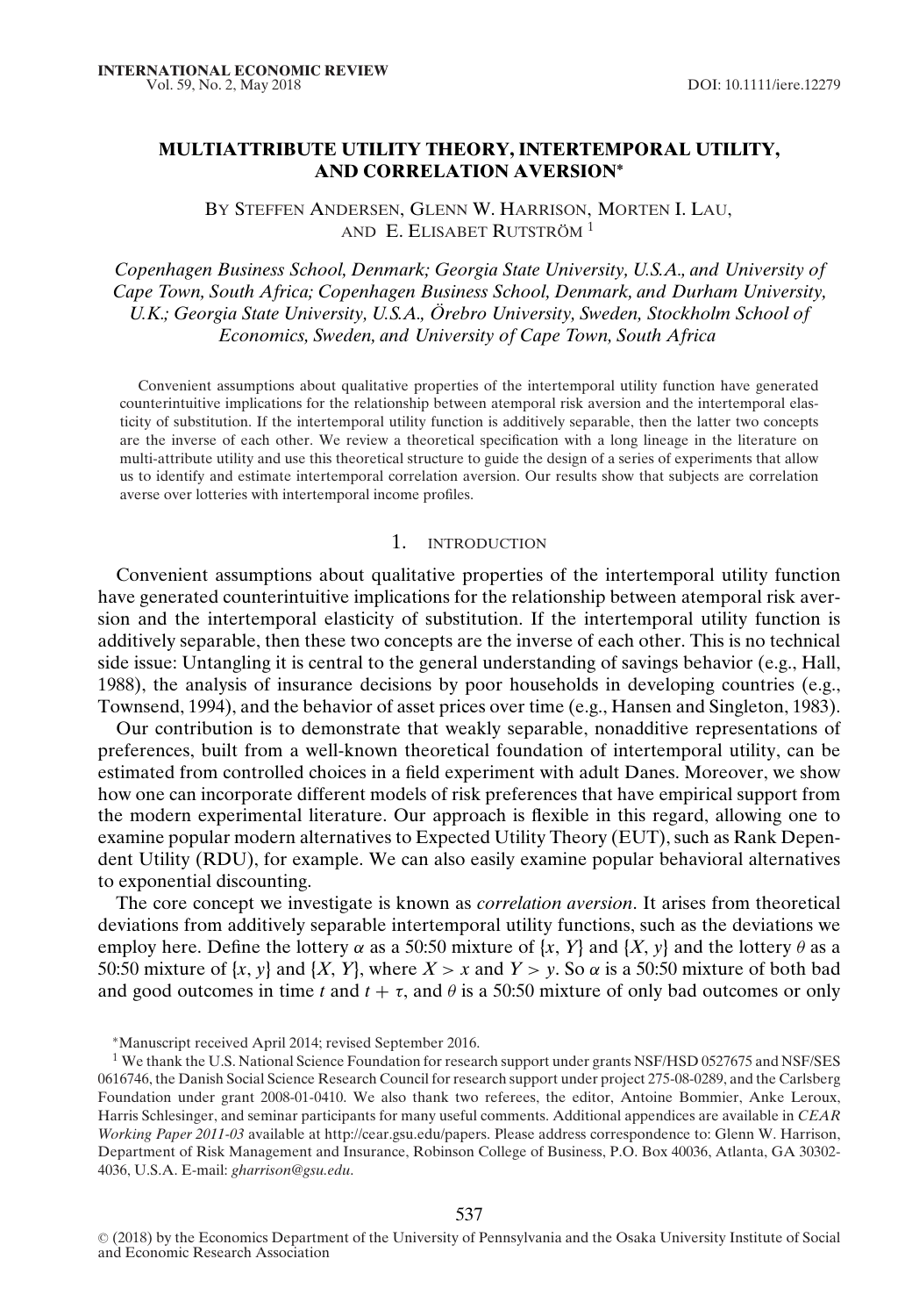# MULTIATTRIBUTE UTILITY THEORY, INTERTEMPORAL UTILITY, AND CORRELATION AVERSION*

BY STEFFEN ANDERSEN, GLENN W. HARRISON, MORTEN I. LAU, AND E. ELISABET RUTSTRÖM [1]

*Copenhagen Business School, Denmark; Georgia State University, U.S.A., and University of Cape Town, South Africa; Copenhagen Business School, Denmark, and Durham University, U.K.; Georgia State University, U.S.A., Örebro University, Sweden, Stockholm School of Economics, Sweden, and University of Cape Town, South Africa*

Convenient assumptions about qualitative properties of the intertemporal utility function have generated counterintuitive implications for the relationship between atemporal risk aversion and the intertemporal elasticity of substitution. If the intertemporal utility function is additively separable, then the latter two concepts are the inverse of each other. We review a theoretical specification with a long lineage in the literature on multi-attribute utility and use this theoretical structure to guide the design of a series of experiments that allow us to identify and estimate intertemporal correlation aversion. Our results show that subjects are correlation averse over lotteries with intertemporal income profiles.

## 1. INTRODUCTION

Convenient assumptions about qualitative properties of the intertemporal utility function have generated counterintuitive implications for the relationship between atemporal risk aversion and the intertemporal elasticity of substitution. If the intertemporal utility function is additively separable, then these two concepts are the inverse of each other. This is no technical side issue: Untangling it is central to the general understanding of savings behavior (e.g., Hall, 1988), the analysis of insurance decisions by poor households in developing countries (e.g., Townsend, 1994), and the behavior of asset prices over time (e.g., Hansen and Singleton, 1983).

Our contribution is to demonstrate that weakly separable, nonadditive representations of preferences, built from a well-known theoretical foundation of intertemporal utility, can be estimated from controlled choices in a field experiment with adult Danes. Moreover, we show how one can incorporate different models of risk preferences that have empirical support from the modern experimental literature. Our approach is flexible in this regard, allowing one to examine popular modern alternatives to Expected Utility Theory (EUT), such as Rank Dependent Utility (RDU), for example. We can also easily examine popular behavioral alternatives to exponential discounting.

The core concept we investigate is known as *correlation aversion*. It arises from theoretical deviations from additively separable intertemporal utility functions, such as the deviations we employ here. Define the lottery $\alpha$ as a 50:50 mixture of $\{x, Y\}$ and $\{X, y\}$ and the lottery $\theta$ as a 50:50 mixture of $\{x, y\}$ and $\{X, Y\}$, where $X > x$ and $Y > y$. So $\alpha$ is a 50:50 mixture of both bad and good outcomes in time $t$ and $t + \tau$, and $\theta$ is a 50:50 mixture of only bad outcomes or only

*Manuscript received April 2014; revised September 2016.

[1] We thank the U.S. National Science Foundation for research support under grants NSF/HSD 0527675 and NSF/SES 0616746, the Danish Social Science Research Council for research support under project 275-08-0289, and the Carlsberg Foundation under grant 2008-01-0410. We also thank two referees, the editor, Antoine Bommier, Anke Leroux, Harris Schlesinger, and seminar participants for many useful comments. Additional appendices are available in *CEAR Working Paper 2011-03* available at http://cear.gsu.edu/papers. Please address correspondence to: Glenn W. Harrison, Department of Risk Management and Insurance, Robinson College of Business, P.O. Box 40036, Atlanta, GA 30302-4036, U.S.A. E-mail: *gharrison@gsu.edu*.

© (2018) by the Economics Department of the University of Pennsylvania and the Osaka University Institute of Social and Economic Research Association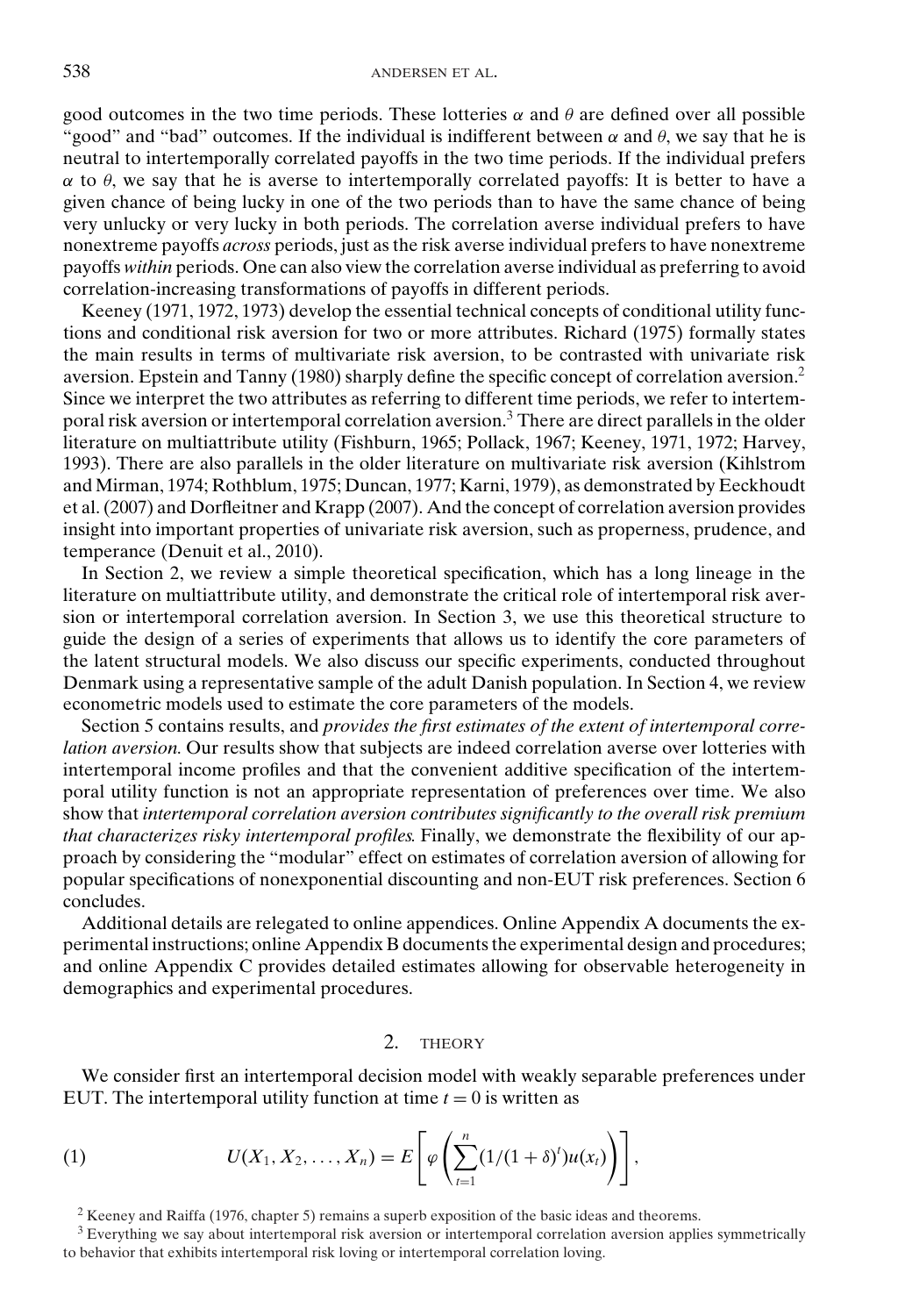good outcomes in the two time periods. These lotteries $\alpha$ and $\theta$ are defined over all possible "good" and "bad" outcomes. If the individual is indifferent between $\alpha$ and $\theta$, we say that he is neutral to intertemporally correlated payoffs in the two time periods. If the individual prefers $\alpha$ to $\theta$, we say that he is averse to intertemporally correlated payoffs: It is better to have a given chance of being lucky in one of the two periods than to have the same chance of being very unlucky or very lucky in both periods. The correlation averse individual prefers to have nonextreme payoffs *across* periods, just as the risk averse individual prefers to have nonextreme payoffs *within* periods. One can also view the correlation averse individual as preferring to avoid correlation-increasing transformations of payoffs in different periods.

Keeney (1971, 1972, 1973) develop the essential technical concepts of conditional utility functions and conditional risk aversion for two or more attributes. Richard (1975) formally states the main results in terms of multivariate risk aversion, to be contrasted with univariate risk aversion. Epstein and Tanny (1980) sharply define the specific concept of correlation aversion.[2] Since we interpret the two attributes as referring to different time periods, we refer to intertemporal risk aversion or intertemporal correlation aversion.[3] There are direct parallels in the older literature on multiattribute utility (Fishburn, 1965; Pollack, 1967; Keeney, 1971, 1972; Harvey, 1993). There are also parallels in the older literature on multivariate risk aversion (Kihlstrom and Mirman, 1974; Rothblum, 1975; Duncan, 1977; Karni, 1979), as demonstrated by Eeckhoudt et al. (2007) and Dorfleitner and Krapp (2007). And the concept of correlation aversion provides insight into important properties of univariate risk aversion, such as properness, prudence, and temperance (Denuit et al., 2010).

In Section 2, we review a simple theoretical specification, which has a long lineage in the literature on multiattribute utility, and demonstrate the critical role of intertemporal risk aversion or intertemporal correlation aversion. In Section 3, we use this theoretical structure to guide the design of a series of experiments that allows us to identify the core parameters of the latent structural models. We also discuss our specific experiments, conducted throughout Denmark using a representative sample of the adult Danish population. In Section 4, we review econometric models used to estimate the core parameters of the models.

Section 5 contains results, and *provides the first estimates of the extent of intertemporal correlation aversion.* Our results show that subjects are indeed correlation averse over lotteries with intertemporal income profiles and that the convenient additive specification of the intertemporal utility function is not an appropriate representation of preferences over time. We also show that *intertemporal correlation aversion contributes significantly to the overall risk premium that characterizes risky intertemporal profiles.* Finally, we demonstrate the flexibility of our approach by considering the "modular" effect on estimates of correlation aversion of allowing for popular specifications of nonexponential discounting and non-EUT risk preferences. Section 6 concludes.

Additional details are relegated to online appendices. Online Appendix A documents the experimental instructions; online Appendix B documents the experimental design and procedures; and online Appendix C provides detailed estimates allowing for observable heterogeneity in demographics and experimental procedures.

## 2. THEORY

We consider first an intertemporal decision model with weakly separable preferences under EUT. The intertemporal utility function at time $t = 0$ is written as

$$U(X_1, X_2, \dots, X_n) = E\left[\varphi\left(\sum_{t=1}^{n}(1/(1+\delta)^t)u(x_t)\right)\right], \tag{1}$$

[2] Keeney and Raiffa (1976, chapter 5) remains a superb exposition of the basic ideas and theorems.

[3] Everything we say about intertemporal risk aversion or intertemporal correlation aversion applies symmetrically to behavior that exhibits intertemporal risk loving or intertemporal correlation loving.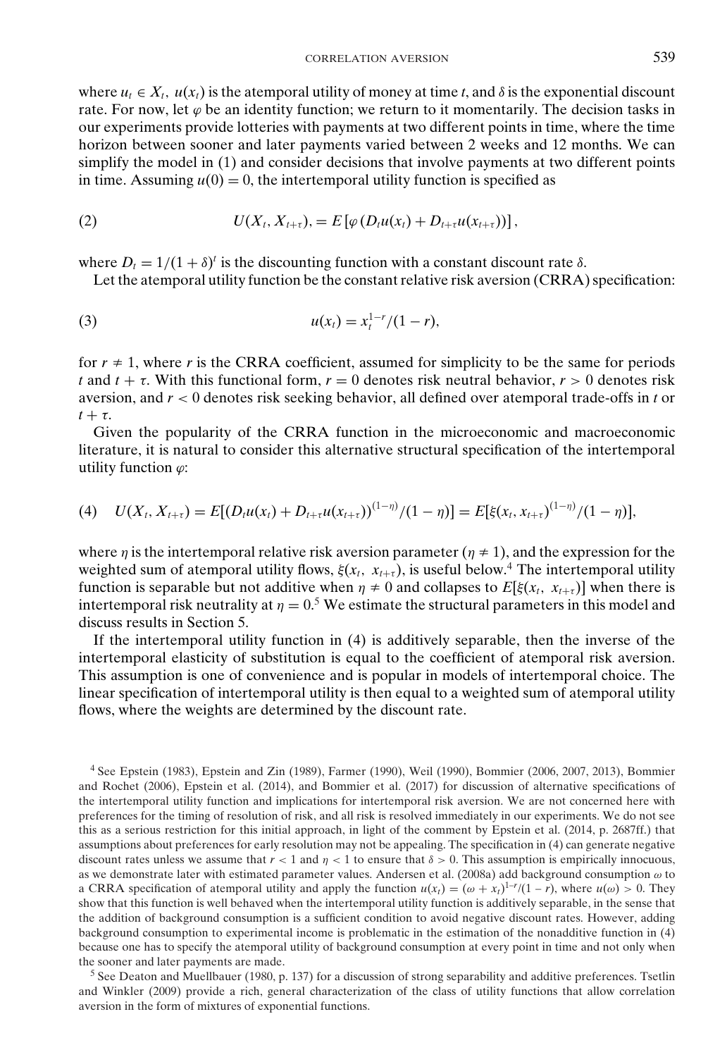where $u_t \in X_t$, $u(x_t)$ is the atemporal utility of money at time $t$, and $\delta$ is the exponential discount rate. For now, let $\varphi$ be an identity function; we return to it momentarily. The decision tasks in our experiments provide lotteries with payments at two different points in time, where the time horizon between sooner and later payments varied between 2 weeks and 12 months. We can simplify the model in (1) and consider decisions that involve payments at two different points in time. Assuming $u(0) = 0$, the intertemporal utility function is specified as

$$U(X_t, X_{t+\tau}), = E\left[\varphi\left(D_t u(x_t) + D_{t+\tau} u(x_{t+\tau})\right)\right], \tag{2}$$

where $D_t = 1/(1+\delta)^t$ is the discounting function with a constant discount rate $\delta$.

Let the atemporal utility function be the constant relative risk aversion (CRRA) specification:

$$u(x_t) = x_t^{1-r}/(1-r), \tag{3}$$

for $r \neq 1$, where $r$ is the CRRA coefficient, assumed for simplicity to be the same for periods $t$ and $t + \tau$. With this functional form, $r = 0$ denotes risk neutral behavior, $r > 0$ denotes risk aversion, and $r < 0$ denotes risk seeking behavior, all defined over atemporal trade-offs in $t$ or $t + \tau$.

Given the popularity of the CRRA function in the microeconomic and macroeconomic literature, it is natural to consider this alternative structural specification of the intertemporal utility function $\varphi$:

$$U(X_t, X_{t+\tau}) = E[(D_t u(x_t) + D_{t+\tau} u(x_{t+\tau}))^{(1-\eta)}/(1-\eta)] = E[\xi(x_t, x_{t+\tau})^{(1-\eta)}/(1-\eta)], \tag{4}$$

where $\eta$ is the intertemporal relative risk aversion parameter ($\eta \neq 1$), and the expression for the weighted sum of atemporal utility flows, $\xi(x_t,\ x_{t+\tau})$, is useful below.[4] The intertemporal utility function is separable but not additive when $\eta \neq 0$ and collapses to $E[\xi(x_t,\ x_{t+\tau})]$ when there is intertemporal risk neutrality at $\eta = 0$.[5] We estimate the structural parameters in this model and discuss results in Section 5.

If the intertemporal utility function in (4) is additively separable, then the inverse of the intertemporal elasticity of substitution is equal to the coefficient of atemporal risk aversion. This assumption is one of convenience and is popular in models of intertemporal choice. The linear specification of intertemporal utility is then equal to a weighted sum of atemporal utility flows, where the weights are determined by the discount rate.

[4] See Epstein (1983), Epstein and Zin (1989), Farmer (1990), Weil (1990), Bommier (2006, 2007, 2013), Bommier and Rochet (2006), Epstein et al. (2014), and Bommier et al. (2017) for discussion of alternative specifications of the intertemporal utility function and implications for intertemporal risk aversion. We are not concerned here with preferences for the timing of resolution of risk, and all risk is resolved immediately in our experiments. We do not see this as a serious restriction for this initial approach, in light of the comment by Epstein et al. (2014, p. 2687ff.) that assumptions about preferences for early resolution may not be appealing. The specification in (4) can generate negative discount rates unless we assume that $r < 1$ and $\eta < 1$ to ensure that $\delta > 0$. This assumption is empirically innocuous, as we demonstrate later with estimated parameter values. Andersen et al. (2008a) add background consumption $\omega$ to a CRRA specification of atemporal utility and apply the function $u(x_t) = (\omega + x_t)^{1-r}/(1-r)$, where $u(\omega) > 0$. They show that this function is well behaved when the intertemporal utility function is additively separable, in the sense that the addition of background consumption is a sufficient condition to avoid negative discount rates. However, adding background consumption to experimental income is problematic in the estimation of the nonadditive function in (4) because one has to specify the atemporal utility of background consumption at every point in time and not only when the sooner and later payments are made.

[5] See Deaton and Muellbauer (1980, p. 137) for a discussion of strong separability and additive preferences. Tsetlin and Winkler (2009) provide a rich, general characterization of the class of utility functions that allow correlation aversion in the form of mixtures of exponential functions.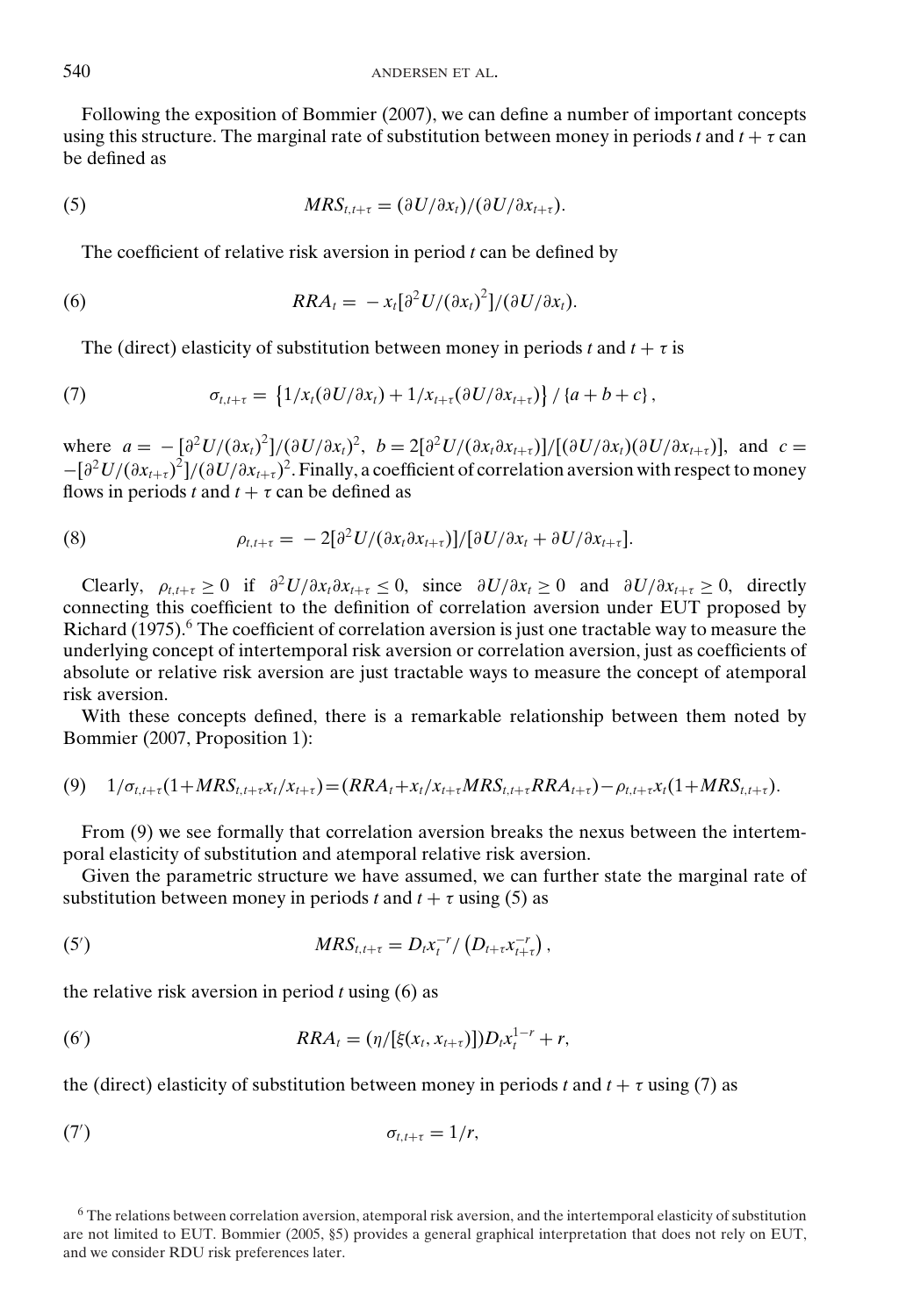Following the exposition of Bommier (2007), we can define a number of important concepts using this structure. The marginal rate of substitution between money in periods $t$ and $t+\tau$ can be defined as

$$MRS_{t,t+\tau} = (\partial U/\partial x_t)/(\partial U/\partial x_{t+\tau}). \tag{5}$$

The coefficient of relative risk aversion in period $t$ can be defined by

$$RRA_t = -x_t[\partial^2 U/(\partial x_t)^2]/(\partial U/\partial x_t). \tag{6}$$

The (direct) elasticity of substitution between money in periods $t$ and $t+\tau$ is

$$\sigma_{t,t+\tau} = \{1/x_t(\partial U/\partial x_t) + 1/x_{t+\tau}(\partial U/\partial x_{t+\tau})\}/\{a+b+c\}, \tag{7}$$

where $a = -[\partial^2 U/(\partial x_t)^2]/(\partial U/\partial x_t)^2$, $b = 2[\partial^2 U/(\partial x_t \partial x_{t+\tau})]/[(\partial U/\partial x_t)(\partial U/\partial x_{t+\tau})]$, and $c = -[\partial^2 U/(\partial x_{t+\tau})^2]/(\partial U/\partial x_{t+\tau})^2$. Finally, a coefficient of correlation aversion with respect to money flows in periods $t$ and $t+\tau$ can be defined as

$$\rho_{t,t+\tau} = -2[\partial^2 U/(\partial x_t \partial x_{t+\tau})]/[\partial U/\partial x_t + \partial U/\partial x_{t+\tau}]. \tag{8}$$

Clearly, $\rho_{t,t+\tau} \geq 0$ if $\partial^2 U/\partial x_t \partial x_{t+\tau} \leq 0$, since $\partial U/\partial x_t \geq 0$ and $\partial U/\partial x_{t+\tau} \geq 0$, directly connecting this coefficient to the definition of correlation aversion under EUT proposed by Richard (1975).[6] The coefficient of correlation aversion is just one tractable way to measure the underlying concept of intertemporal risk aversion or correlation aversion, just as coefficients of absolute or relative risk aversion are just tractable ways to measure the concept of atemporal risk aversion.

With these concepts defined, there is a remarkable relationship between them noted by Bommier (2007, Proposition 1):

$$1/\sigma_{t,t+\tau}(1+MRS_{t,t+\tau}x_t/x_{t+\tau}) = (RRA_t + x_t/x_{t+\tau}MRS_{t,t+\tau}RRA_{t+\tau}) - \rho_{t,t+\tau}x_t(1+MRS_{t,t+\tau}). \tag{9}$$

From (9) we see formally that correlation aversion breaks the nexus between the intertemporal elasticity of substitution and atemporal relative risk aversion.

Given the parametric structure we have assumed, we can further state the marginal rate of substitution between money in periods $t$ and $t+\tau$ using (5) as

$$MRS_{t,t+\tau} = D_t x_t^{-r}/\left(D_{t+\tau}x_{t+\tau}^{-r}\right), \tag{5$'$}$$

the relative risk aversion in period $t$ using (6) as

$$RRA_t = (\eta/[\xi(x_t, x_{t+\tau})])D_t x_t^{1-r} + r, \tag{6$'$}$$

the (direct) elasticity of substitution between money in periods $t$ and $t+\tau$ using (7) as

$$\sigma_{t,t+\tau} = 1/r, \tag{7$'$}$$

[6] The relations between correlation aversion, atemporal risk aversion, and the intertemporal elasticity of substitution are not limited to EUT. Bommier (2005, §5) provides a general graphical interpretation that does not rely on EUT, and we consider RDU risk preferences later.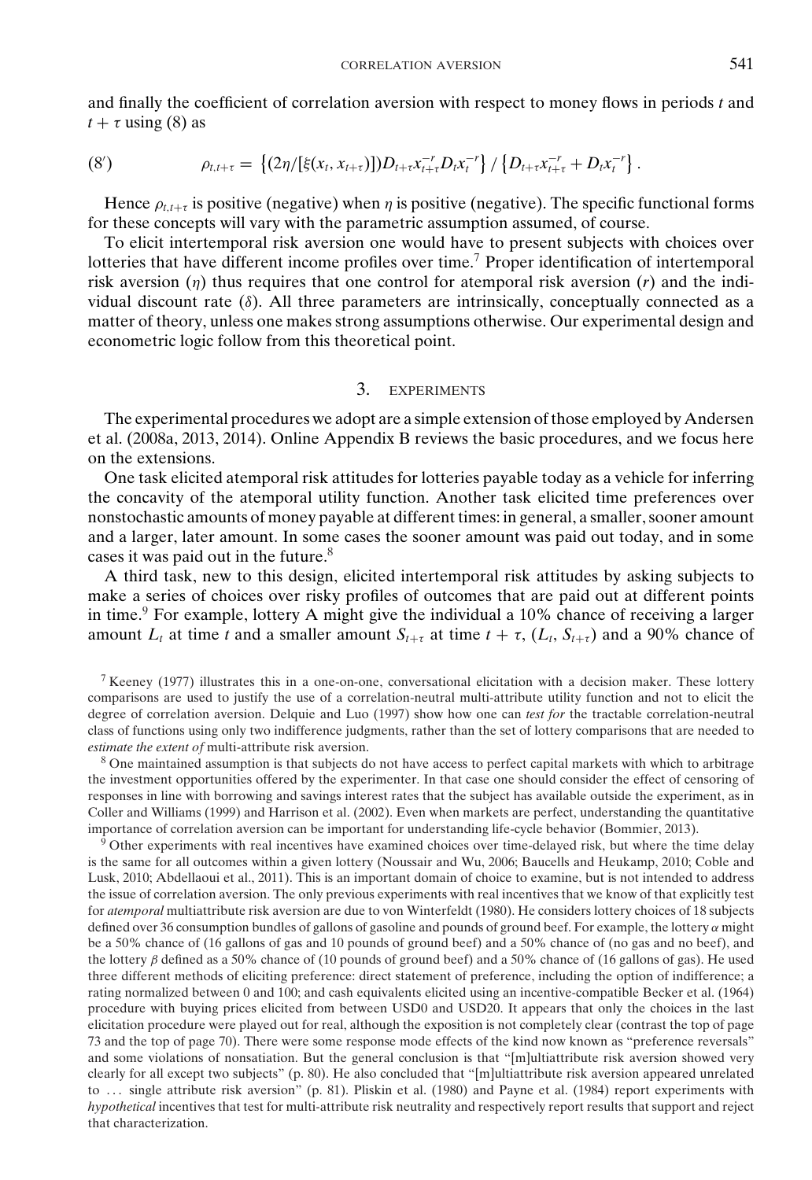and finally the coefficient of correlation aversion with respect to money flows in periods $t$ and $t + \tau$ using (8) as

$$(8') \qquad \rho_{t,t+\tau} = \left\{(2\eta/[\xi(x_t, x_{t+\tau})])D_{t+\tau}x_{t+\tau}^{-r}D_t x_t^{-r}\right\} / \left\{D_{t+\tau}x_{t+\tau}^{-r} + D_t x_t^{-r}\right\}.$$

Hence $\rho_{t,t+\tau}$ is positive (negative) when $\eta$ is positive (negative). The specific functional forms for these concepts will vary with the parametric assumption assumed, of course.

To elicit intertemporal risk aversion one would have to present subjects with choices over lotteries that have different income profiles over time.[7] Proper identification of intertemporal risk aversion ($\eta$) thus requires that one control for atemporal risk aversion ($r$) and the individual discount rate ($\delta$). All three parameters are intrinsically, conceptually connected as a matter of theory, unless one makes strong assumptions otherwise. Our experimental design and econometric logic follow from this theoretical point.

## 3. EXPERIMENTS

The experimental procedures we adopt are a simple extension of those employed by Andersen et al. (2008a, 2013, 2014). Online Appendix B reviews the basic procedures, and we focus here on the extensions.

One task elicited atemporal risk attitudes for lotteries payable today as a vehicle for inferring the concavity of the atemporal utility function. Another task elicited time preferences over nonstochastic amounts of money payable at different times: in general, a smaller, sooner amount and a larger, later amount. In some cases the sooner amount was paid out today, and in some cases it was paid out in the future.[8]

A third task, new to this design, elicited intertemporal risk attitudes by asking subjects to make a series of choices over risky profiles of outcomes that are paid out at different points in time.[9] For example, lottery A might give the individual a 10% chance of receiving a larger amount $L_t$ at time $t$ and a smaller amount $S_{t+\tau}$ at time $t + \tau$, $(L_t, S_{t+\tau})$ and a 90% chance of

---

[7] Keeney (1977) illustrates this in a one-on-one, conversational elicitation with a decision maker. These lottery comparisons are used to justify the use of a correlation-neutral multi-attribute utility function and not to elicit the degree of correlation aversion. Delquie and Luo (1997) show how one can *test for* the tractable correlation-neutral class of functions using only two indifference judgments, rather than the set of lottery comparisons that are needed to *estimate the extent of* multi-attribute risk aversion.

[8] One maintained assumption is that subjects do not have access to perfect capital markets with which to arbitrage the investment opportunities offered by the experimenter. In that case one should consider the effect of censoring of responses in line with borrowing and savings interest rates that the subject has available outside the experiment, as in Coller and Williams (1999) and Harrison et al. (2002). Even when markets are perfect, understanding the quantitative importance of correlation aversion can be important for understanding life-cycle behavior (Bommier, 2013).

[9] Other experiments with real incentives have examined choices over time-delayed risk, but where the time delay is the same for all outcomes within a given lottery (Noussair and Wu, 2006; Baucells and Heukamp, 2010; Coble and Lusk, 2010; Abdellaoui et al., 2011). This is an important domain of choice to examine, but is not intended to address the issue of correlation aversion. The only previous experiments with real incentives that we know of that explicitly test for *atemporal* multiattribute risk aversion are due to von Winterfeldt (1980). He considers lottery choices of 18 subjects defined over 36 consumption bundles of gallons of gasoline and pounds of ground beef. For example, the lottery $\alpha$ might be a 50% chance of (16 gallons of gas and 10 pounds of ground beef) and a 50% chance of (no gas and no beef), and the lottery $\beta$ defined as a 50% chance of (10 pounds of ground beef) and a 50% chance of (16 gallons of gas). He used three different methods of eliciting preference: direct statement of preference, including the option of indifference; a rating normalized between 0 and 100; and cash equivalents elicited using an incentive-compatible Becker et al. (1964) procedure with buying prices elicited from between USD0 and USD20. It appears that only the choices in the last elicitation procedure were played out for real, although the exposition is not completely clear (contrast the top of page 73 and the top of page 70). There were some response mode effects of the kind now known as "preference reversals" and some violations of nonsatiation. But the general conclusion is that "[m]ultiattribute risk aversion showed very clearly for all except two subjects" (p. 80). He also concluded that "[m]ultiattribute risk aversion appeared unrelated to ... single attribute risk aversion" (p. 81). Pliskin et al. (1980) and Payne et al. (1984) report experiments with *hypothetical* incentives that test for multi-attribute risk neutrality and respectively report results that support and reject that characterization.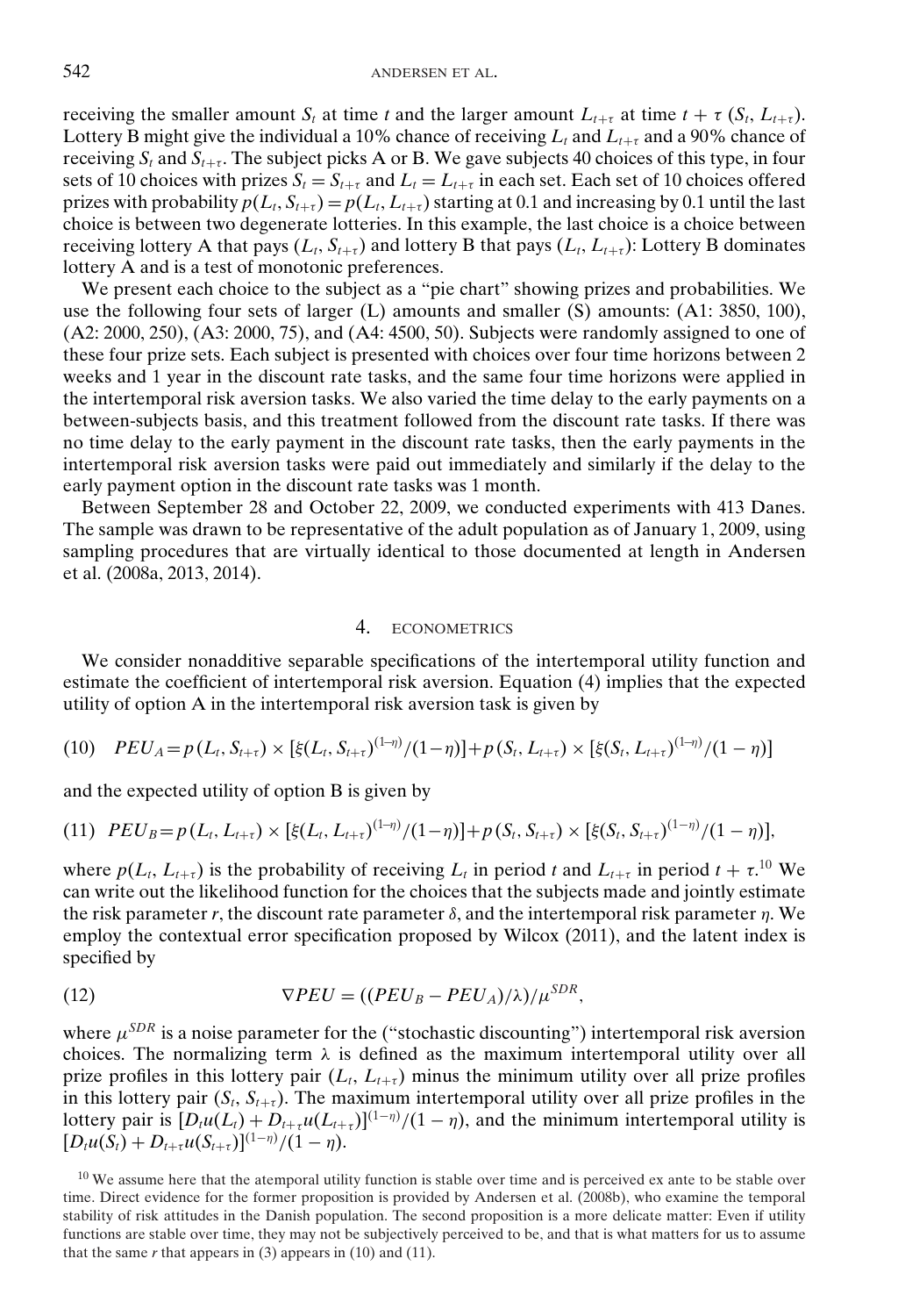receiving the smaller amount $S_t$ at time $t$ and the larger amount $L_{t+\tau}$ at time $t+\tau$ $(S_t, L_{t+\tau})$. Lottery B might give the individual a 10% chance of receiving $L_t$ and $L_{t+\tau}$ and a 90% chance of receiving $S_t$ and $S_{t+\tau}$. The subject picks A or B. We gave subjects 40 choices of this type, in four sets of 10 choices with prizes $S_t = S_{t+\tau}$ and $L_t = L_{t+\tau}$ in each set. Each set of 10 choices offered prizes with probability $p(L_t, S_{t+\tau}) = p(L_t, L_{t+\tau})$ starting at 0.1 and increasing by 0.1 until the last choice is between two degenerate lotteries. In this example, the last choice is a choice between receiving lottery A that pays $(L_t, S_{t+\tau})$ and lottery B that pays $(L_t, L_{t+\tau})$: Lottery B dominates lottery A and is a test of monotonic preferences.

We present each choice to the subject as a "pie chart" showing prizes and probabilities. We use the following four sets of larger (L) amounts and smaller (S) amounts: (A1: 3850, 100), (A2: 2000, 250), (A3: 2000, 75), and (A4: 4500, 50). Subjects were randomly assigned to one of these four prize sets. Each subject is presented with choices over four time horizons between 2 weeks and 1 year in the discount rate tasks, and the same four time horizons were applied in the intertemporal risk aversion tasks. We also varied the time delay to the early payments on a between-subjects basis, and this treatment followed from the discount rate tasks. If there was no time delay to the early payment in the discount rate tasks, then the early payments in the intertemporal risk aversion tasks were paid out immediately and similarly if the delay to the early payment option in the discount rate tasks was 1 month.

Between September 28 and October 22, 2009, we conducted experiments with 413 Danes. The sample was drawn to be representative of the adult population as of January 1, 2009, using sampling procedures that are virtually identical to those documented at length in Andersen et al. (2008a, 2013, 2014).

## 4. ECONOMETRICS

We consider nonadditive separable specifications of the intertemporal utility function and estimate the coefficient of intertemporal risk aversion. Equation (4) implies that the expected utility of option A in the intertemporal risk aversion task is given by

$$(10)\quad PEU_A = p(L_t, S_{t+\tau}) \times [\xi(L_t, S_{t+\tau})^{(1-\eta)}/(1-\eta)] + p(S_t, L_{t+\tau}) \times [\xi(S_t, L_{t+\tau})^{(1-\eta)}/(1-\eta)]$$

and the expected utility of option B is given by

$$(11)\quad PEU_B = p(L_t, L_{t+\tau}) \times [\xi(L_t, L_{t+\tau})^{(1-\eta)}/(1-\eta)] + p(S_t, S_{t+\tau}) \times [\xi(S_t, S_{t+\tau})^{(1-\eta)}/(1-\eta)],$$

where $p(L_t, L_{t+\tau})$ is the probability of receiving $L_t$ in period $t$ and $L_{t+\tau}$ in period $t+\tau$.[10] We can write out the likelihood function for the choices that the subjects made and jointly estimate the risk parameter $r$, the discount rate parameter $\delta$, and the intertemporal risk parameter $\eta$. We employ the contextual error specification proposed by Wilcox (2011), and the latent index is specified by

$$(12)\qquad \nabla PEU = ((PEU_B - PEU_A)/\lambda)/\mu^{SDR},$$

where $\mu^{SDR}$ is a noise parameter for the ("stochastic discounting") intertemporal risk aversion choices. The normalizing term $\lambda$ is defined as the maximum intertemporal utility over all prize profiles in this lottery pair $(L_t, L_{t+\tau})$ minus the minimum utility over all prize profiles in this lottery pair $(S_t, S_{t+\tau})$. The maximum intertemporal utility over all prize profiles in the lottery pair is $[D_t u(L_t) + D_{t+\tau} u(L_{t+\tau})]^{(1-\eta)}/(1-\eta)$, and the minimum intertemporal utility is $[D_t u(S_t) + D_{t+\tau} u(S_{t+\tau})]^{(1-\eta)}/(1-\eta)$.

[10] We assume here that the atemporal utility function is stable over time and is perceived ex ante to be stable over time. Direct evidence for the former proposition is provided by Andersen et al. (2008b), who examine the temporal stability of risk attitudes in the Danish population. The second proposition is a more delicate matter: Even if utility functions are stable over time, they may not be subjectively perceived to be, and that is what matters for us to assume that the same $r$ that appears in (3) appears in (10) and (11).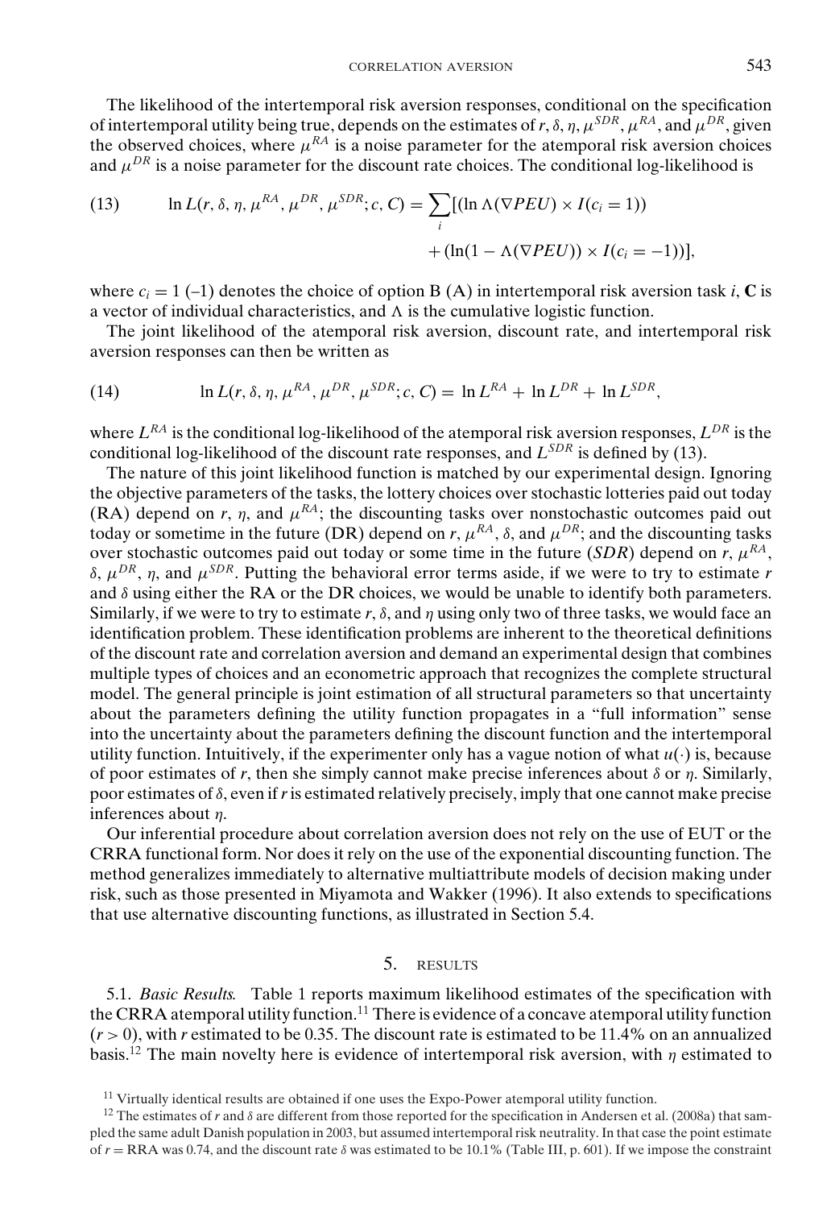The likelihood of the intertemporal risk aversion responses, conditional on the specification of intertemporal utility being true, depends on the estimates of $r, \delta, \eta, \mu^{SDR}, \mu^{RA}$, and $\mu^{DR}$, given the observed choices, where $\mu^{RA}$ is a noise parameter for the atemporal risk aversion choices and $\mu^{DR}$ is a noise parameter for the discount rate choices. The conditional log-likelihood is

$$\ln L(r, \delta, \eta, \mu^{RA}, \mu^{DR}, \mu^{SDR}; c, C) = \sum_i [(\ln \Lambda(\nabla PEU) \times I(c_i = 1)) + (\ln(1 - \Lambda(\nabla PEU)) \times I(c_i = -1))], \tag{13}$$

where $c_i = 1$ (–1) denotes the choice of option B (A) in intertemporal risk aversion task $i$, **C** is a vector of individual characteristics, and $\Lambda$ is the cumulative logistic function.

The joint likelihood of the atemporal risk aversion, discount rate, and intertemporal risk aversion responses can then be written as

$$\ln L(r, \delta, \eta, \mu^{RA}, \mu^{DR}, \mu^{SDR}; c, C) = \ln L^{RA} + \ln L^{DR} + \ln L^{SDR}, \tag{14}$$

where $L^{RA}$ is the conditional log-likelihood of the atemporal risk aversion responses, $L^{DR}$ is the conditional log-likelihood of the discount rate responses, and $L^{SDR}$ is defined by (13).

The nature of this joint likelihood function is matched by our experimental design. Ignoring the objective parameters of the tasks, the lottery choices over stochastic lotteries paid out today (RA) depend on $r$, $\eta$, and $\mu^{RA}$; the discounting tasks over nonstochastic outcomes paid out today or sometime in the future (DR) depend on $r$, $\mu^{RA}$, $\delta$, and $\mu^{DR}$; and the discounting tasks over stochastic outcomes paid out today or some time in the future (*SDR*) depend on $r$, $\mu^{RA}$, $\delta$, $\mu^{DR}$, $\eta$, and $\mu^{SDR}$. Putting the behavioral error terms aside, if we were to try to estimate $r$ and $\delta$ using either the RA or the DR choices, we would be unable to identify both parameters. Similarly, if we were to try to estimate $r$, $\delta$, and $\eta$ using only two of three tasks, we would face an identification problem. These identification problems are inherent to the theoretical definitions of the discount rate and correlation aversion and demand an experimental design that combines multiple types of choices and an econometric approach that recognizes the complete structural model. The general principle is joint estimation of all structural parameters so that uncertainty about the parameters defining the utility function propagates in a "full information" sense into the uncertainty about the parameters defining the discount function and the intertemporal utility function. Intuitively, if the experimenter only has a vague notion of what $u(\cdot)$ is, because of poor estimates of $r$, then she simply cannot make precise inferences about $\delta$ or $\eta$. Similarly, poor estimates of $\delta$, even if $r$ is estimated relatively precisely, imply that one cannot make precise inferences about $\eta$.

Our inferential procedure about correlation aversion does not rely on the use of EUT or the CRRA functional form. Nor does it rely on the use of the exponential discounting function. The method generalizes immediately to alternative multiattribute models of decision making under risk, such as those presented in Miyamota and Wakker (1996). It also extends to specifications that use alternative discounting functions, as illustrated in Section 5.4.

## 5. RESULTS

5.1. *Basic Results.* Table 1 reports maximum likelihood estimates of the specification with the CRRA atemporal utility function.[11] There is evidence of a concave atemporal utility function ($r > 0$), with $r$ estimated to be 0.35. The discount rate is estimated to be 11.4% on an annualized basis.[12] The main novelty here is evidence of intertemporal risk aversion, with $\eta$ estimated to

[11] Virtually identical results are obtained if one uses the Expo-Power atemporal utility function.

[12] The estimates of $r$ and $\delta$ are different from those reported for the specification in Andersen et al. (2008a) that sampled the same adult Danish population in 2003, but assumed intertemporal risk neutrality. In that case the point estimate of $r$ = RRA was 0.74, and the discount rate $\delta$ was estimated to be 10.1% (Table III, p. 601). If we impose the constraint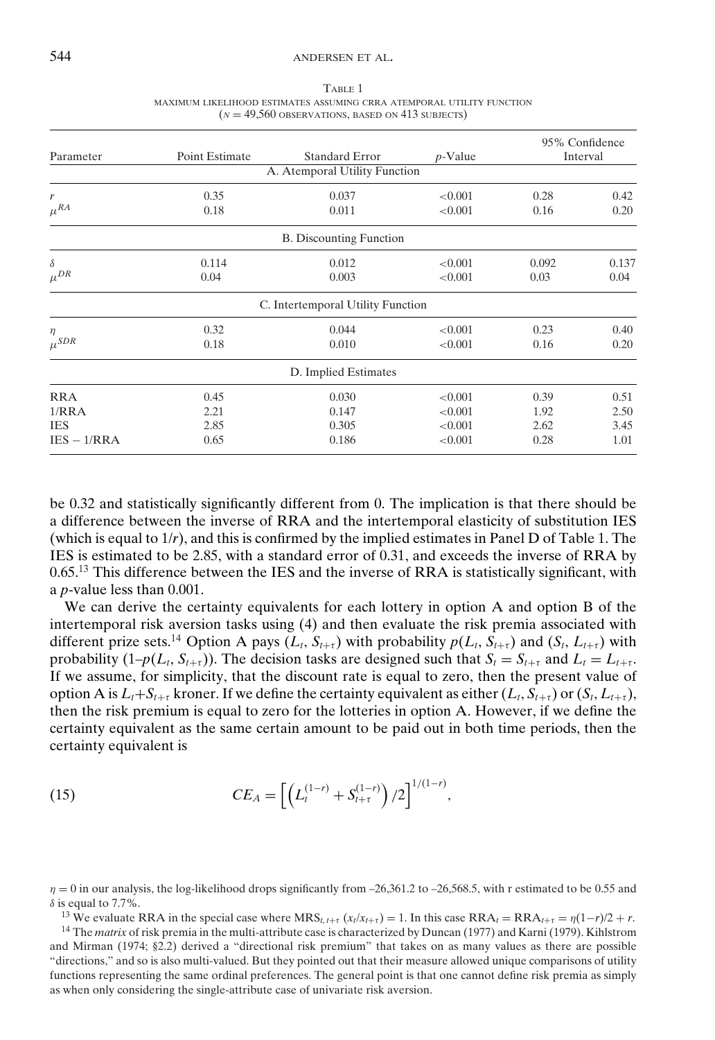Table 1

MAXIMUM LIKELIHOOD ESTIMATES ASSUMING CRRA ATEMPORAL UTILITY FUNCTION ($N = 49{,}560$ OBSERVATIONS, BASED ON 413 SUBJECTS)

| Parameter | Point Estimate | Standard Error | $p$-Value | 95% Confidence Interval | |
|---|---|---|---|---|---|
| **A. Atemporal Utility Function** | | | | | |
| $r$ | 0.35 | 0.037 | <0.001 | 0.28 | 0.42 |
| $\mu^{RA}$ | 0.18 | 0.011 | <0.001 | 0.16 | 0.20 |
| **B. Discounting Function** | | | | | |
| $\delta$ | 0.114 | 0.012 | <0.001 | 0.092 | 0.137 |
| $\mu^{DR}$ | 0.04 | 0.003 | <0.001 | 0.03 | 0.04 |
| **C. Intertemporal Utility Function** | | | | | |
| $\eta$ | 0.32 | 0.044 | <0.001 | 0.23 | 0.40 |
| $\mu^{SDR}$ | 0.18 | 0.010 | <0.001 | 0.16 | 0.20 |
| **D. Implied Estimates** | | | | | |
| RRA | 0.45 | 0.030 | <0.001 | 0.39 | 0.51 |
| 1/RRA | 2.21 | 0.147 | <0.001 | 1.92 | 2.50 |
| IES | 2.85 | 0.305 | <0.001 | 2.62 | 3.45 |
| IES − 1/RRA | 0.65 | 0.186 | <0.001 | 0.28 | 1.01 |

be 0.32 and statistically significantly different from 0. The implication is that there should be a difference between the inverse of RRA and the intertemporal elasticity of substitution IES (which is equal to $1/r$), and this is confirmed by the implied estimates in Panel D of Table 1. The IES is estimated to be 2.85, with a standard error of 0.31, and exceeds the inverse of RRA by 0.65.[13] This difference between the IES and the inverse of RRA is statistically significant, with a $p$-value less than 0.001.

We can derive the certainty equivalents for each lottery in option A and option B of the intertemporal risk aversion tasks using (4) and then evaluate the risk premia associated with different prize sets.[14] Option A pays $(L_t, S_{t+\tau})$ with probability $p(L_t, S_{t+\tau})$ and $(S_t, L_{t+\tau})$ with probability $(1–p(L_t, S_{t+\tau}))$. The decision tasks are designed such that $S_t = S_{t+\tau}$ and $L_t = L_{t+\tau}$. If we assume, for simplicity, that the discount rate is equal to zero, then the present value of option A is $L_t + S_{t+\tau}$ kroner. If we define the certainty equivalent as either $(L_t, S_{t+\tau})$ or $(S_t, L_{t+\tau})$, then the risk premium is equal to zero for the lotteries in option A. However, if we define the certainty equivalent as the same certain amount to be paid out in both time periods, then the certainty equivalent is

$$CE_A = \left[\left(L_t^{(1-r)} + S_{t+\tau}^{(1-r)}\right)/2\right]^{1/(1-r)}, \tag{15}$$

$\eta = 0$ in our analysis, the log-likelihood drops significantly from –26,361.2 to –26,568.5, with r estimated to be 0.55 and $\delta$ is equal to 7.7%.

[13] We evaluate RRA in the special case where $\text{MRS}_{t,\,t+\tau}\ (x_t/x_{t+\tau}) = 1$. In this case $\text{RRA}_t = \text{RRA}_{t+\tau} = \eta(1-r)/2 + r$.

[14] The *matrix* of risk premia in the multi-attribute case is characterized by Duncan (1977) and Karni (1979). Kihlstrom and Mirman (1974; §2.2) derived a "directional risk premium" that takes on as many values as there are possible "directions," and so is also multi-valued. But they pointed out that their measure allowed unique comparisons of utility functions representing the same ordinal preferences. The general point is that one cannot define risk premia as simply as when only considering the single-attribute case of univariate risk aversion.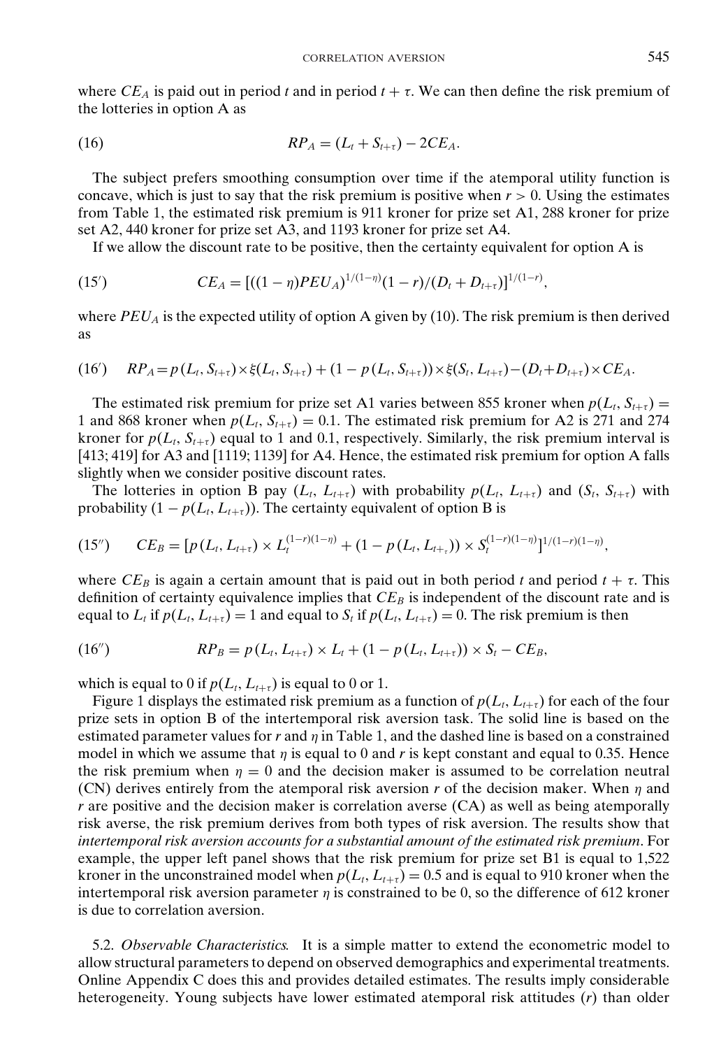where $CE_A$ is paid out in period $t$ and in period $t + \tau$. We can then define the risk premium of the lotteries in option A as

$$RP_A = (L_t + S_{t+\tau}) - 2CE_A. \tag{16}$$

The subject prefers smoothing consumption over time if the atemporal utility function is concave, which is just to say that the risk premium is positive when $r > 0$. Using the estimates from Table 1, the estimated risk premium is 911 kroner for prize set A1, 288 kroner for prize set A2, 440 kroner for prize set A3, and 1193 kroner for prize set A4.

If we allow the discount rate to be positive, then the certainty equivalent for option A is

$$CE_A = [((1-\eta)PEU_A)^{1/(1-\eta)}(1-r)/(D_t + D_{t+\tau})]^{1/(1-r)}, \tag{15'}$$

where $PEU_A$ is the expected utility of option A given by (10). The risk premium is then derived as

$$RP_A = p(L_t, S_{t+\tau}) \times \xi(L_t, S_{t+\tau}) + (1 - p(L_t, S_{t+\tau})) \times \xi(S_t, L_{t+\tau}) - (D_t + D_{t+\tau}) \times CE_A. \tag{16'}$$

The estimated risk premium for prize set A1 varies between 855 kroner when $p(L_t, S_{t+\tau}) = 1$ and 868 kroner when $p(L_t, S_{t+\tau}) = 0.1$. The estimated risk premium for A2 is 271 and 274 kroner for $p(L_t, S_{t+\tau})$ equal to 1 and 0.1, respectively. Similarly, the risk premium interval is [413; 419] for A3 and [1119; 1139] for A4. Hence, the estimated risk premium for option A falls slightly when we consider positive discount rates.

The lotteries in option B pay $(L_t, L_{t+\tau})$ with probability $p(L_t, L_{t+\tau})$ and $(S_t, S_{t+\tau})$ with probability $(1 - p(L_t, L_{t+\tau}))$. The certainty equivalent of option B is

$$CE_B = [p(L_t, L_{t+\tau}) \times L_t^{(1-r)(1-\eta)} + (1 - p(L_t, L_{t+\tau})) \times S_t^{(1-r)(1-\eta)}]^{1/(1-r)(1-\eta)}, \tag{15''}$$

where $CE_B$ is again a certain amount that is paid out in both period $t$ and period $t + \tau$. This definition of certainty equivalence implies that $CE_B$ is independent of the discount rate and is equal to $L_t$ if $p(L_t, L_{t+\tau}) = 1$ and equal to $S_t$ if $p(L_t, L_{t+\tau}) = 0$. The risk premium is then

$$RP_B = p(L_t, L_{t+\tau}) \times L_t + (1 - p(L_t, L_{t+\tau})) \times S_t - CE_B, \tag{16''}$$

which is equal to 0 if $p(L_t, L_{t+\tau})$ is equal to 0 or 1.

Figure 1 displays the estimated risk premium as a function of $p(L_t, L_{t+\tau})$ for each of the four prize sets in option B of the intertemporal risk aversion task. The solid line is based on the estimated parameter values for $r$ and $\eta$ in Table 1, and the dashed line is based on a constrained model in which we assume that $\eta$ is equal to 0 and $r$ is kept constant and equal to 0.35. Hence the risk premium when $\eta = 0$ and the decision maker is assumed to be correlation neutral (CN) derives entirely from the atemporal risk aversion $r$ of the decision maker. When $\eta$ and $r$ are positive and the decision maker is correlation averse (CA) as well as being atemporally risk averse, the risk premium derives from both types of risk aversion. The results show that *intertemporal risk aversion accounts for a substantial amount of the estimated risk premium*. For example, the upper left panel shows that the risk premium for prize set B1 is equal to 1,522 kroner in the unconstrained model when $p(L_t, L_{t+\tau}) = 0.5$ and is equal to 910 kroner when the intertemporal risk aversion parameter $\eta$ is constrained to be 0, so the difference of 612 kroner is due to correlation aversion.

5.2. *Observable Characteristics.* It is a simple matter to extend the econometric model to allow structural parameters to depend on observed demographics and experimental treatments. Online Appendix C does this and provides detailed estimates. The results imply considerable heterogeneity. Young subjects have lower estimated atemporal risk attitudes ($r$) than older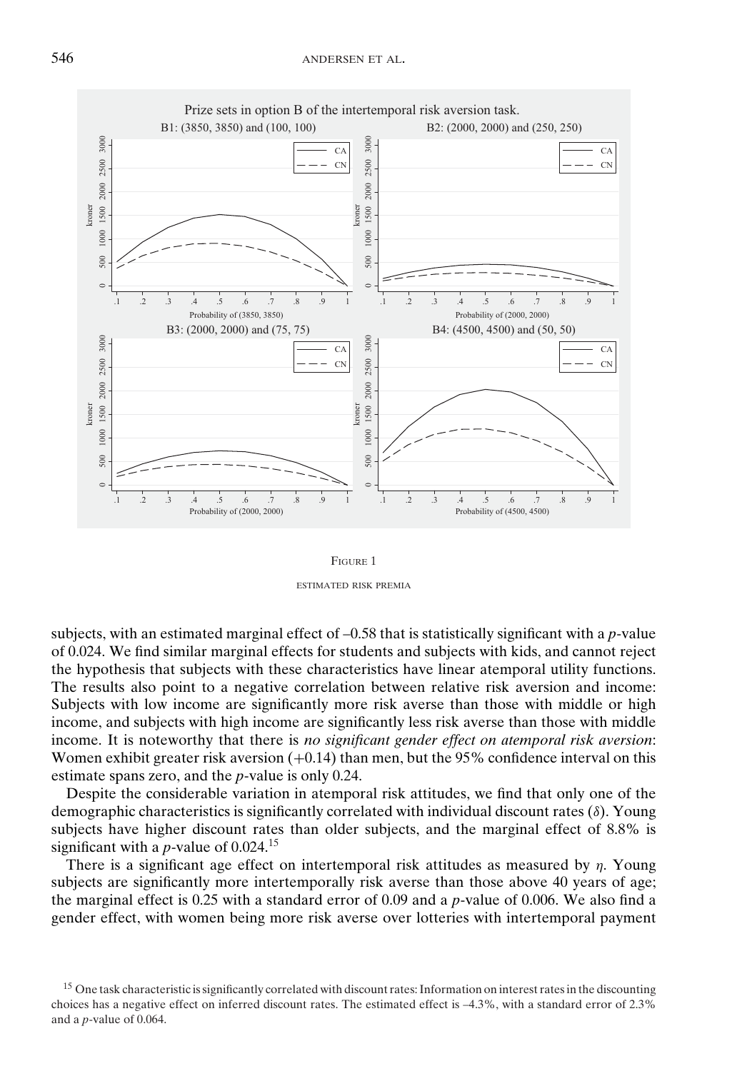Prize sets in option B of the intertemporal risk aversion task.

FIGURE 1

ESTIMATED RISK PREMIA

subjects, with an estimated marginal effect of –0.58 that is statistically significant with a $p$-value of 0.024. We find similar marginal effects for students and subjects with kids, and cannot reject the hypothesis that subjects with these characteristics have linear atemporal utility functions. The results also point to a negative correlation between relative risk aversion and income: Subjects with low income are significantly more risk averse than those with middle or high income, and subjects with high income are significantly less risk averse than those with middle income. It is noteworthy that there is *no significant gender effect on atemporal risk aversion*: Women exhibit greater risk aversion (+0.14) than men, but the 95% confidence interval on this estimate spans zero, and the $p$-value is only 0.24.

Despite the considerable variation in atemporal risk attitudes, we find that only one of the demographic characteristics is significantly correlated with individual discount rates ($\delta$). Young subjects have higher discount rates than older subjects, and the marginal effect of 8.8% is significant with a $p$-value of 0.024.[15]

There is a significant age effect on intertemporal risk attitudes as measured by $\eta$. Young subjects are significantly more intertemporally risk averse than those above 40 years of age; the marginal effect is 0.25 with a standard error of 0.09 and a $p$-value of 0.006. We also find a gender effect, with women being more risk averse over lotteries with intertemporal payment

[15] One task characteristic is significantly correlated with discount rates: Information on interest rates in the discounting choices has a negative effect on inferred discount rates. The estimated effect is –4.3%, with a standard error of 2.3% and a $p$-value of 0.064.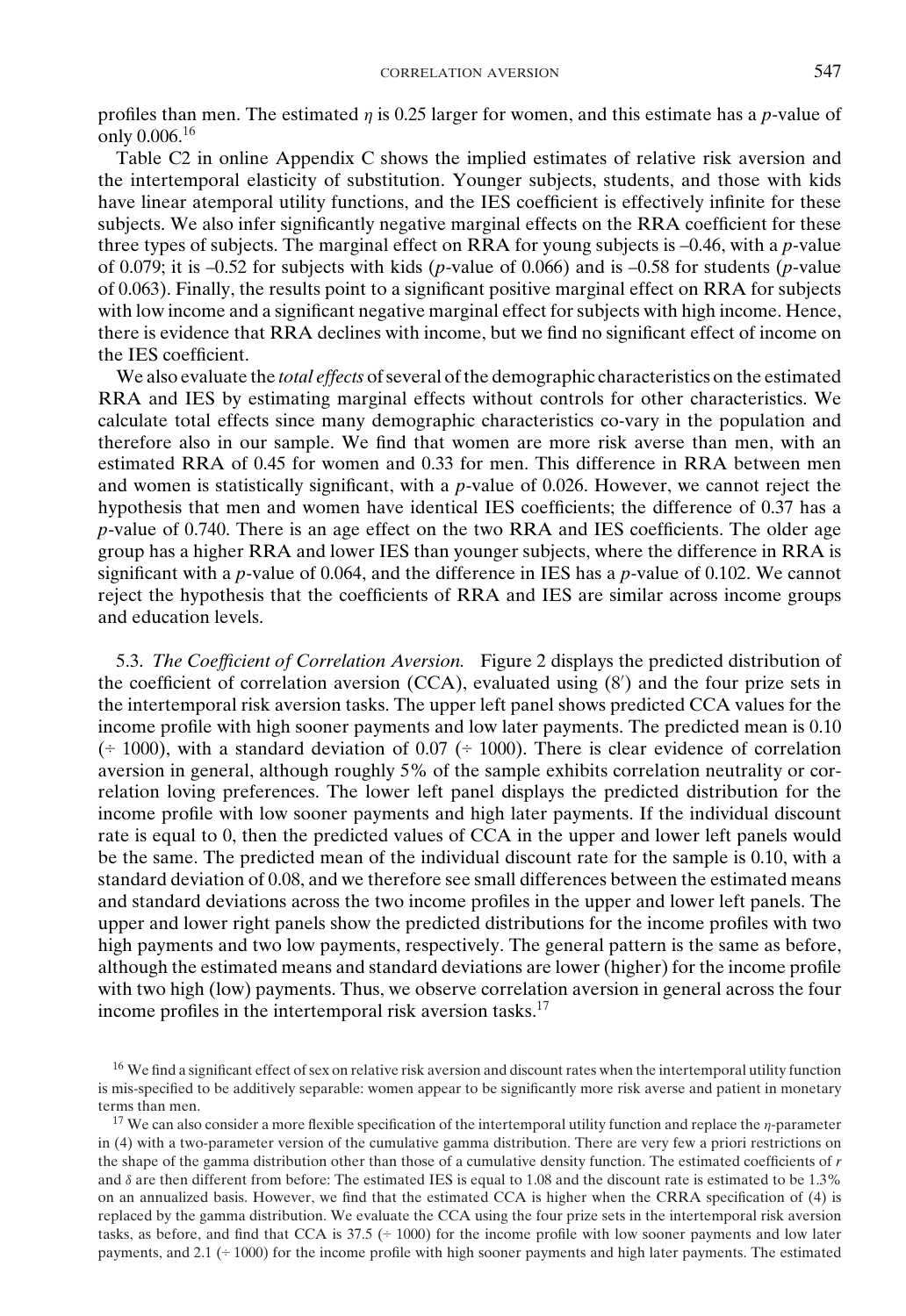profiles than men. The estimated $\eta$ is 0.25 larger for women, and this estimate has a $p$-value of only 0.006.[16]

Table C2 in online Appendix C shows the implied estimates of relative risk aversion and the intertemporal elasticity of substitution. Younger subjects, students, and those with kids have linear atemporal utility functions, and the IES coefficient is effectively infinite for these subjects. We also infer significantly negative marginal effects on the RRA coefficient for these three types of subjects. The marginal effect on RRA for young subjects is –0.46, with a $p$-value of 0.079; it is –0.52 for subjects with kids ($p$-value of 0.066) and is –0.58 for students ($p$-value of 0.063). Finally, the results point to a significant positive marginal effect on RRA for subjects with low income and a significant negative marginal effect for subjects with high income. Hence, there is evidence that RRA declines with income, but we find no significant effect of income on the IES coefficient.

We also evaluate the *total effects* of several of the demographic characteristics on the estimated RRA and IES by estimating marginal effects without controls for other characteristics. We calculate total effects since many demographic characteristics co-vary in the population and therefore also in our sample. We find that women are more risk averse than men, with an estimated RRA of 0.45 for women and 0.33 for men. This difference in RRA between men and women is statistically significant, with a $p$-value of 0.026. However, we cannot reject the hypothesis that men and women have identical IES coefficients; the difference of 0.37 has a $p$-value of 0.740. There is an age effect on the two RRA and IES coefficients. The older age group has a higher RRA and lower IES than younger subjects, where the difference in RRA is significant with a $p$-value of 0.064, and the difference in IES has a $p$-value of 0.102. We cannot reject the hypothesis that the coefficients of RRA and IES are similar across income groups and education levels.

### 5.3. *The Coefficient of Correlation Aversion.*

Figure 2 displays the predicted distribution of the coefficient of correlation aversion (CCA), evaluated using (8′) and the four prize sets in the intertemporal risk aversion tasks. The upper left panel shows predicted CCA values for the income profile with high sooner payments and low later payments. The predicted mean is 0.10 (÷ 1000), with a standard deviation of 0.07 (÷ 1000). There is clear evidence of correlation aversion in general, although roughly 5% of the sample exhibits correlation neutrality or correlation loving preferences. The lower left panel displays the predicted distribution for the income profile with low sooner payments and high later payments. If the individual discount rate is equal to 0, then the predicted values of CCA in the upper and lower left panels would be the same. The predicted mean of the individual discount rate for the sample is 0.10, with a standard deviation of 0.08, and we therefore see small differences between the estimated means and standard deviations across the two income profiles in the upper and lower left panels. The upper and lower right panels show the predicted distributions for the income profiles with two high payments and two low payments, respectively. The general pattern is the same as before, although the estimated means and standard deviations are lower (higher) for the income profile with two high (low) payments. Thus, we observe correlation aversion in general across the four income profiles in the intertemporal risk aversion tasks.[17]

---

[16] We find a significant effect of sex on relative risk aversion and discount rates when the intertemporal utility function is mis-specified to be additively separable: women appear to be significantly more risk averse and patient in monetary terms than men.

[17] We can also consider a more flexible specification of the intertemporal utility function and replace the $\eta$-parameter in (4) with a two-parameter version of the cumulative gamma distribution. There are very few a priori restrictions on the shape of the gamma distribution other than those of a cumulative density function. The estimated coefficients of $r$ and $\delta$ are then different from before: The estimated IES is equal to 1.08 and the discount rate is estimated to be 1.3% on an annualized basis. However, we find that the estimated CCA is higher when the CRRA specification of (4) is replaced by the gamma distribution. We evaluate the CCA using the four prize sets in the intertemporal risk aversion tasks, as before, and find that CCA is 37.5 (÷ 1000) for the income profile with low sooner payments and low later payments, and 2.1 (÷ 1000) for the income profile with high sooner payments and high later payments. The estimated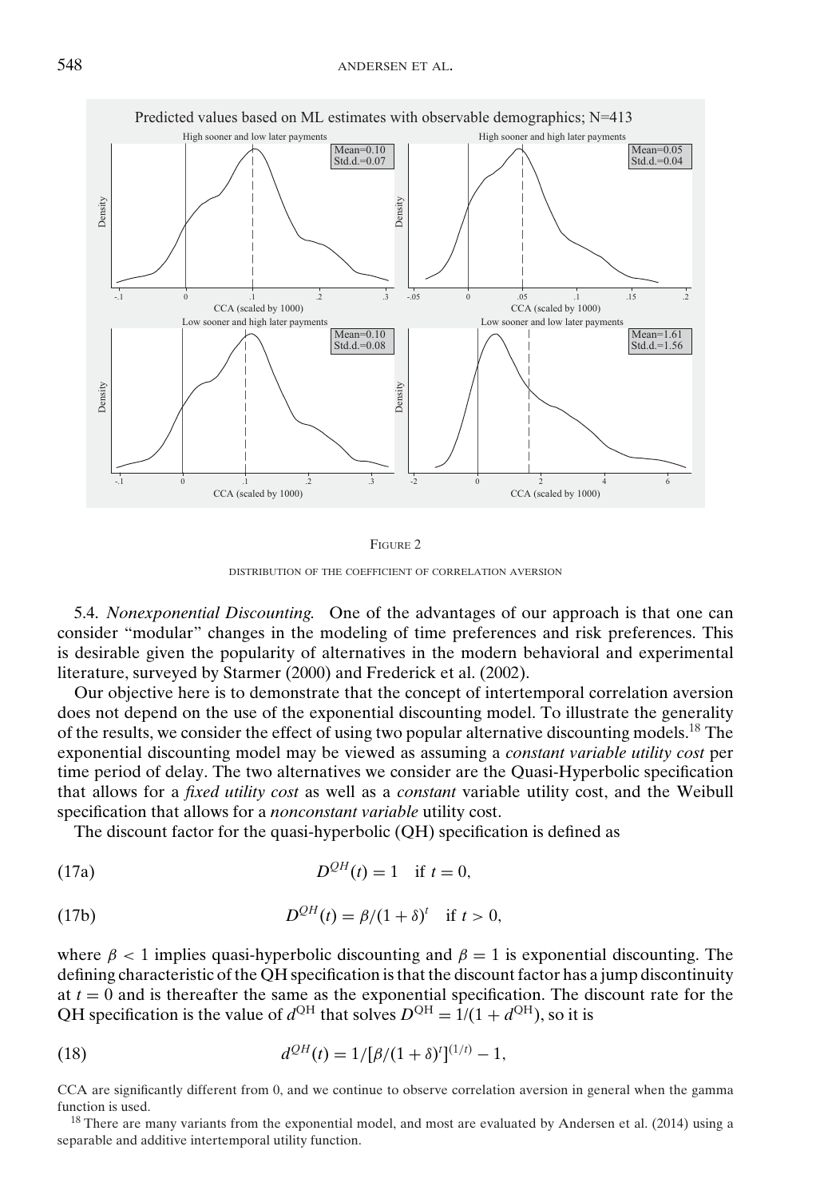FIGURE 2

DISTRIBUTION OF THE COEFFICIENT OF CORRELATION AVERSION

5.4. *Nonexponential Discounting.* One of the advantages of our approach is that one can consider "modular" changes in the modeling of time preferences and risk preferences. This is desirable given the popularity of alternatives in the modern behavioral and experimental literature, surveyed by Starmer (2000) and Frederick et al. (2002).

Our objective here is to demonstrate that the concept of intertemporal correlation aversion does not depend on the use of the exponential discounting model. To illustrate the generality of the results, we consider the effect of using two popular alternative discounting models.[18] The exponential discounting model may be viewed as assuming a *constant variable utility cost* per time period of delay. The two alternatives we consider are the Quasi-Hyperbolic specification that allows for a *fixed utility cost* as well as a *constant* variable utility cost, and the Weibull specification that allows for a *nonconstant variable* utility cost.

The discount factor for the quasi-hyperbolic (QH) specification is defined as

$$D^{QH}(t) = 1 \quad \text{if } t = 0, \tag{17a}$$

$$D^{QH}(t) = \beta/(1+\delta)^t \quad \text{if } t > 0, \tag{17b}$$

where $\beta < 1$ implies quasi-hyperbolic discounting and $\beta = 1$ is exponential discounting. The defining characteristic of the QH specification is that the discount factor has a jump discontinuity at $t = 0$ and is thereafter the same as the exponential specification. The discount rate for the QH specification is the value of $d^{\text{QH}}$ that solves $D^{\text{QH}} = 1/(1 + d^{\text{QH}})$, so it is

$$d^{QH}(t) = 1/[\beta/(1+\delta)^t]^{(1/t)} - 1, \tag{18}$$

CCA are significantly different from 0, and we continue to observe correlation aversion in general when the gamma function is used.

[18] There are many variants from the exponential model, and most are evaluated by Andersen et al. (2014) using a separable and additive intertemporal utility function.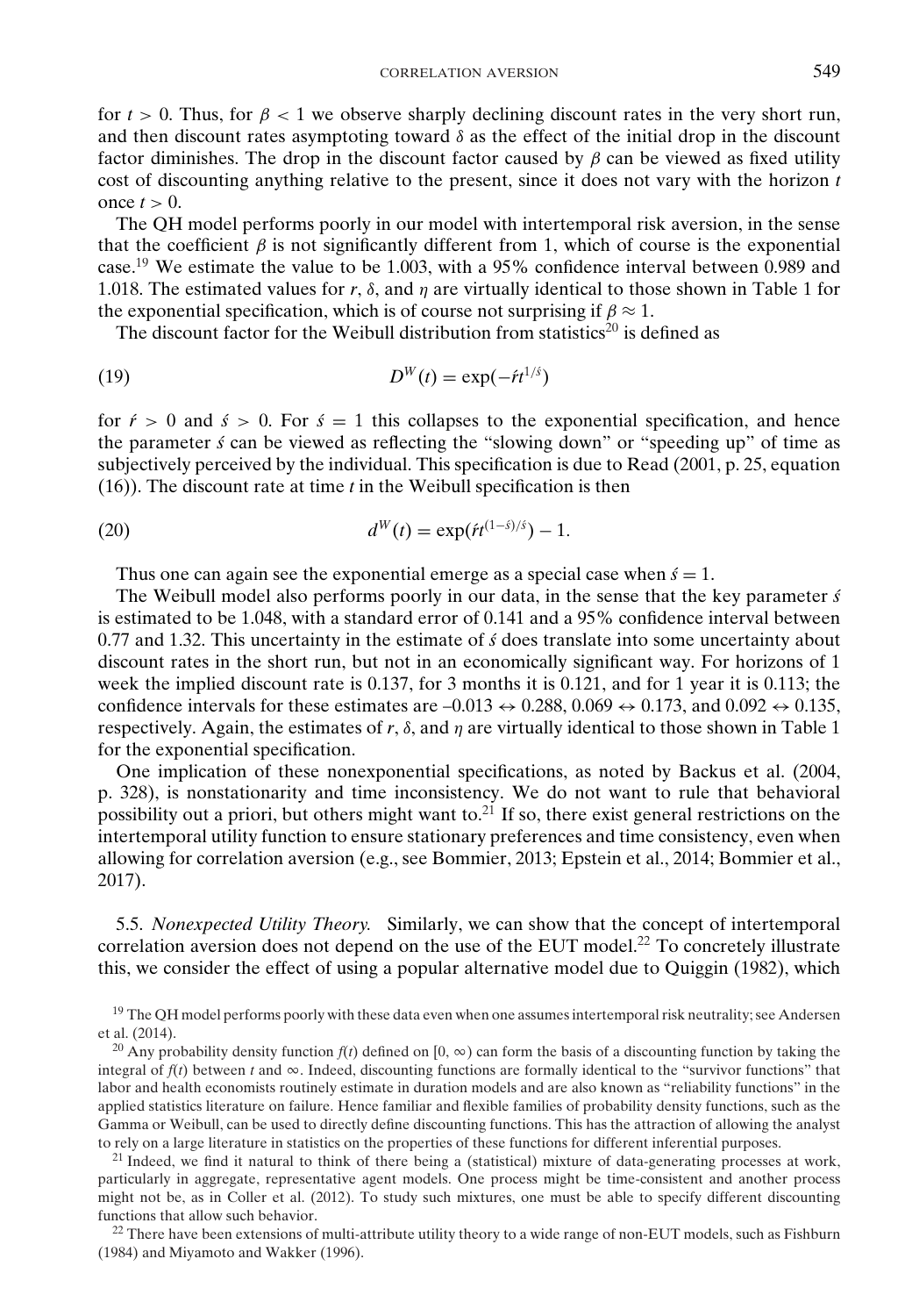for $t > 0$. Thus, for $\beta < 1$ we observe sharply declining discount rates in the very short run, and then discount rates asymptoting toward $\delta$ as the effect of the initial drop in the discount factor diminishes. The drop in the discount factor caused by $\beta$ can be viewed as fixed utility cost of discounting anything relative to the present, since it does not vary with the horizon $t$ once $t > 0$.

The QH model performs poorly in our model with intertemporal risk aversion, in the sense that the coefficient $\beta$ is not significantly different from 1, which of course is the exponential case.[19] We estimate the value to be 1.003, with a 95% confidence interval between 0.989 and 1.018. The estimated values for $r$, $\delta$, and $\eta$ are virtually identical to those shown in Table 1 for the exponential specification, which is of course not surprising if $\beta \approx 1$.

The discount factor for the Weibull distribution from statistics[20] is defined as

$$D^W(t) = \exp(-\acute{r}t^{1/\acute{s}}) \tag{19}$$

for $\acute{r} > 0$ and $\acute{s} > 0$. For $\acute{s} = 1$ this collapses to the exponential specification, and hence the parameter $\acute{s}$ can be viewed as reflecting the "slowing down" or "speeding up" of time as subjectively perceived by the individual. This specification is due to Read (2001, p. 25, equation (16)). The discount rate at time $t$ in the Weibull specification is then

$$d^W(t) = \exp(\acute{r}t^{(1-\acute{s})/\acute{s}}) - 1. \tag{20}$$

Thus one can again see the exponential emerge as a special case when $\acute{s} = 1$.

The Weibull model also performs poorly in our data, in the sense that the key parameter $\acute{s}$ is estimated to be 1.048, with a standard error of 0.141 and a 95% confidence interval between 0.77 and 1.32. This uncertainty in the estimate of $\acute{s}$ does translate into some uncertainty about discount rates in the short run, but not in an economically significant way. For horizons of 1 week the implied discount rate is 0.137, for 3 months it is 0.121, and for 1 year it is 0.113; the confidence intervals for these estimates are $-0.013 \leftrightarrow 0.288$, $0.069 \leftrightarrow 0.173$, and $0.092 \leftrightarrow 0.135$, respectively. Again, the estimates of $r$, $\delta$, and $\eta$ are virtually identical to those shown in Table 1 for the exponential specification.

One implication of these nonexponential specifications, as noted by Backus et al. (2004, p. 328), is nonstationarity and time inconsistency. We do not want to rule that behavioral possibility out a priori, but others might want to.[21] If so, there exist general restrictions on the intertemporal utility function to ensure stationary preferences and time consistency, even when allowing for correlation aversion (e.g., see Bommier, 2013; Epstein et al., 2014; Bommier et al., 2017).

### 5.5. *Nonexpected Utility Theory.*

Similarly, we can show that the concept of intertemporal correlation aversion does not depend on the use of the EUT model.[22] To concretely illustrate this, we consider the effect of using a popular alternative model due to Quiggin (1982), which

---

[19] The QH model performs poorly with these data even when one assumes intertemporal risk neutrality; see Andersen et al. (2014).

[20] Any probability density function $f(t)$ defined on $[0, \infty)$ can form the basis of a discounting function by taking the integral of $f(t)$ between $t$ and $\infty$. Indeed, discounting functions are formally identical to the "survivor functions" that labor and health economists routinely estimate in duration models and are also known as "reliability functions" in the applied statistics literature on failure. Hence familiar and flexible families of probability density functions, such as the Gamma or Weibull, can be used to directly define discounting functions. This has the attraction of allowing the analyst to rely on a large literature in statistics on the properties of these functions for different inferential purposes.

[21] Indeed, we find it natural to think of there being a (statistical) mixture of data-generating processes at work, particularly in aggregate, representative agent models. One process might be time-consistent and another process might not be, as in Coller et al. (2012). To study such mixtures, one must be able to specify different discounting functions that allow such behavior.

[22] There have been extensions of multi-attribute utility theory to a wide range of non-EUT models, such as Fishburn (1984) and Miyamoto and Wakker (1996).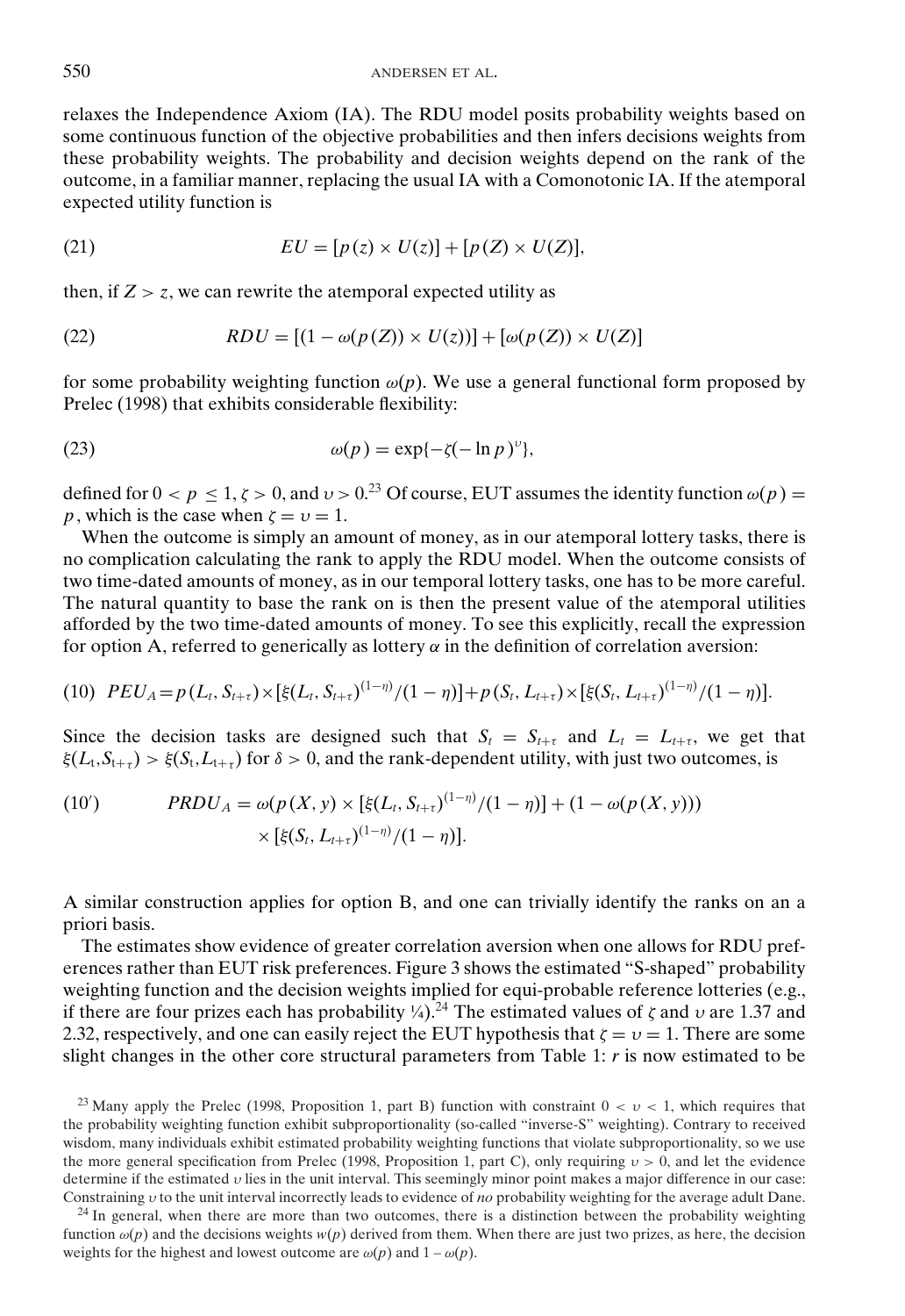relaxes the Independence Axiom (IA). The RDU model posits probability weights based on some continuous function of the objective probabilities and then infers decisions weights from these probability weights. The probability and decision weights depend on the rank of the outcome, in a familiar manner, replacing the usual IA with a Comonotonic IA. If the atemporal expected utility function is

$$EU = [p(z) \times U(z)] + [p(Z) \times U(Z)], \tag{21}$$

then, if $Z > z$, we can rewrite the atemporal expected utility as

$$RDU = [(1 - \omega(p(Z)) \times U(z))] + [\omega(p(Z)) \times U(Z)] \tag{22}$$

for some probability weighting function $\omega(p)$. We use a general functional form proposed by Prelec (1998) that exhibits considerable flexibility:

$$\omega(p) = \exp\{-\zeta(-\ln p)^{\upsilon}\}, \tag{23}$$

defined for $0 < p \leq 1$, $\zeta > 0$, and $\upsilon > 0$.[23] Of course, EUT assumes the identity function $\omega(p) = p$, which is the case when $\zeta = \upsilon = 1$.

When the outcome is simply an amount of money, as in our atemporal lottery tasks, there is no complication calculating the rank to apply the RDU model. When the outcome consists of two time-dated amounts of money, as in our temporal lottery tasks, one has to be more careful. The natural quantity to base the rank on is then the present value of the atemporal utilities afforded by the two time-dated amounts of money. To see this explicitly, recall the expression for option A, referred to generically as lottery $\alpha$ in the definition of correlation aversion:

$$PEU_A = p(L_t, S_{t+\tau}) \times [\xi(L_t, S_{t+\tau})^{(1-\eta)}/(1-\eta)] + p(S_t, L_{t+\tau}) \times [\xi(S_t, L_{t+\tau})^{(1-\eta)}/(1-\eta)]. \tag{10}$$

Since the decision tasks are designed such that $S_t = S_{t+\tau}$ and $L_t = L_{t+\tau}$, we get that $\xi(L_t, S_{t+\tau}) > \xi(S_t, L_{t+\tau})$ for $\delta > 0$, and the rank-dependent utility, with just two outcomes, is

$$PRDU_A = \omega(p(X, y) \times [\xi(L_t, S_{t+\tau})^{(1-\eta)}/(1-\eta)] + (1 - \omega(p(X, y))) \times [\xi(S_t, L_{t+\tau})^{(1-\eta)}/(1-\eta)]. \tag{10'}$$

A similar construction applies for option B, and one can trivially identify the ranks on an a priori basis.

The estimates show evidence of greater correlation aversion when one allows for RDU preferences rather than EUT risk preferences. Figure 3 shows the estimated "S-shaped" probability weighting function and the decision weights implied for equi-probable reference lotteries (e.g., if there are four prizes each has probability ¼).[24] The estimated values of $\zeta$ and $\upsilon$ are 1.37 and 2.32, respectively, and one can easily reject the EUT hypothesis that $\zeta = \upsilon = 1$. There are some slight changes in the other core structural parameters from Table 1: $r$ is now estimated to be

[23] Many apply the Prelec (1998, Proposition 1, part B) function with constraint $0 < \upsilon < 1$, which requires that the probability weighting function exhibit subproportionality (so-called "inverse-S" weighting). Contrary to received wisdom, many individuals exhibit estimated probability weighting functions that violate subproportionality, so we use the more general specification from Prelec (1998, Proposition 1, part C), only requiring $\upsilon > 0$, and let the evidence determine if the estimated $\upsilon$ lies in the unit interval. This seemingly minor point makes a major difference in our case: Constraining $\upsilon$ to the unit interval incorrectly leads to evidence of *no* probability weighting for the average adult Dane.

[24] In general, when there are more than two outcomes, there is a distinction between the probability weighting function $\omega(p)$ and the decisions weights $w(p)$ derived from them. When there are just two prizes, as here, the decision weights for the highest and lowest outcome are $\omega(p)$ and $1 - \omega(p)$.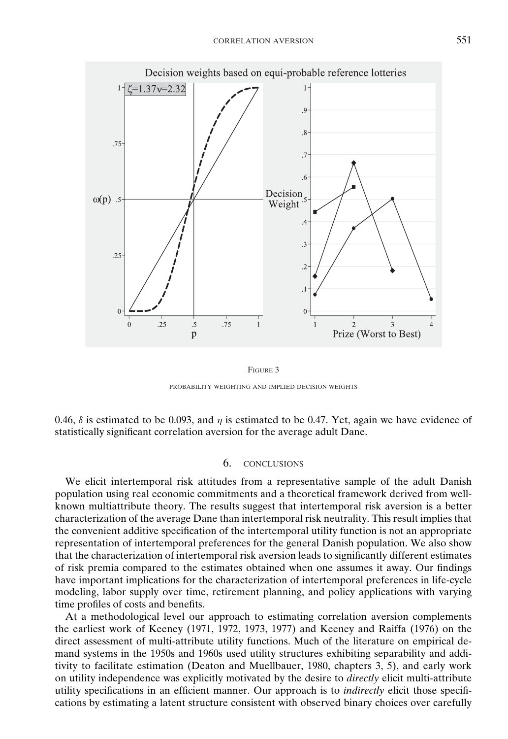FIGURE 3

PROBABILITY WEIGHTING AND IMPLIED DECISION WEIGHTS

0.46, $\delta$ is estimated to be 0.093, and $\eta$ is estimated to be 0.47. Yet, again we have evidence of statistically significant correlation aversion for the average adult Dane.

## 6. CONCLUSIONS

We elicit intertemporal risk attitudes from a representative sample of the adult Danish population using real economic commitments and a theoretical framework derived from well-known multiattribute theory. The results suggest that intertemporal risk aversion is a better characterization of the average Dane than intertemporal risk neutrality. This result implies that the convenient additive specification of the intertemporal utility function is not an appropriate representation of intertemporal preferences for the general Danish population. We also show that the characterization of intertemporal risk aversion leads to significantly different estimates of risk premia compared to the estimates obtained when one assumes it away. Our findings have important implications for the characterization of intertemporal preferences in life-cycle modeling, labor supply over time, retirement planning, and policy applications with varying time profiles of costs and benefits.

At a methodological level our approach to estimating correlation aversion complements the earliest work of Keeney (1971, 1972, 1973, 1977) and Keeney and Raiffa (1976) on the direct assessment of multi-attribute utility functions. Much of the literature on empirical demand systems in the 1950s and 1960s used utility structures exhibiting separability and additivity to facilitate estimation (Deaton and Muellbauer, 1980, chapters 3, 5), and early work on utility independence was explicitly motivated by the desire to *directly* elicit multi-attribute utility specifications in an efficient manner. Our approach is to *indirectly* elicit those specifications by estimating a latent structure consistent with observed binary choices over carefully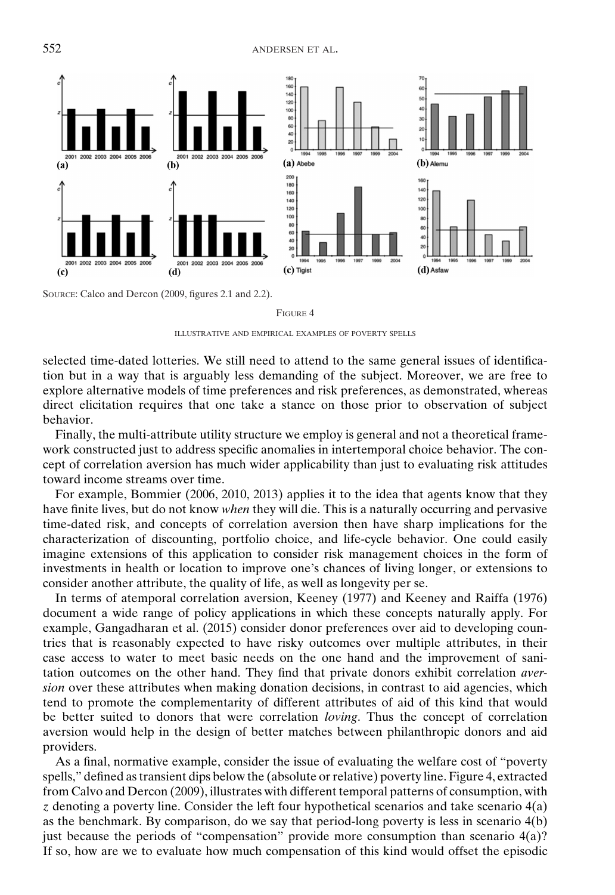SOURCE: Calco and Dercon (2009, figures 2.1 and 2.2).

FIGURE 4

ILLUSTRATIVE AND EMPIRICAL EXAMPLES OF POVERTY SPELLS

selected time-dated lotteries. We still need to attend to the same general issues of identification but in a way that is arguably less demanding of the subject. Moreover, we are free to explore alternative models of time preferences and risk preferences, as demonstrated, whereas direct elicitation requires that one take a stance on those prior to observation of subject behavior.

Finally, the multi-attribute utility structure we employ is general and not a theoretical framework constructed just to address specific anomalies in intertemporal choice behavior. The concept of correlation aversion has much wider applicability than just to evaluating risk attitudes toward income streams over time.

For example, Bommier (2006, 2010, 2013) applies it to the idea that agents know that they have finite lives, but do not know *when* they will die. This is a naturally occurring and pervasive time-dated risk, and concepts of correlation aversion then have sharp implications for the characterization of discounting, portfolio choice, and life-cycle behavior. One could easily imagine extensions of this application to consider risk management choices in the form of investments in health or location to improve one's chances of living longer, or extensions to consider another attribute, the quality of life, as well as longevity per se.

In terms of atemporal correlation aversion, Keeney (1977) and Keeney and Raiffa (1976) document a wide range of policy applications in which these concepts naturally apply. For example, Gangadharan et al. (2015) consider donor preferences over aid to developing countries that is reasonably expected to have risky outcomes over multiple attributes, in their case access to water to meet basic needs on the one hand and the improvement of sanitation outcomes on the other hand. They find that private donors exhibit correlation *aversion* over these attributes when making donation decisions, in contrast to aid agencies, which tend to promote the complementarity of different attributes of aid of this kind that would be better suited to donors that were correlation *loving*. Thus the concept of correlation aversion would help in the design of better matches between philanthropic donors and aid providers.

As a final, normative example, consider the issue of evaluating the welfare cost of "poverty spells," defined as transient dips below the (absolute or relative) poverty line. Figure 4, extracted from Calvo and Dercon (2009), illustrates with different temporal patterns of consumption, with $z$ denoting a poverty line. Consider the left four hypothetical scenarios and take scenario 4(a) as the benchmark. By comparison, do we say that period-long poverty is less in scenario 4(b) just because the periods of "compensation" provide more consumption than scenario 4(a)? If so, how are we to evaluate how much compensation of this kind would offset the episodic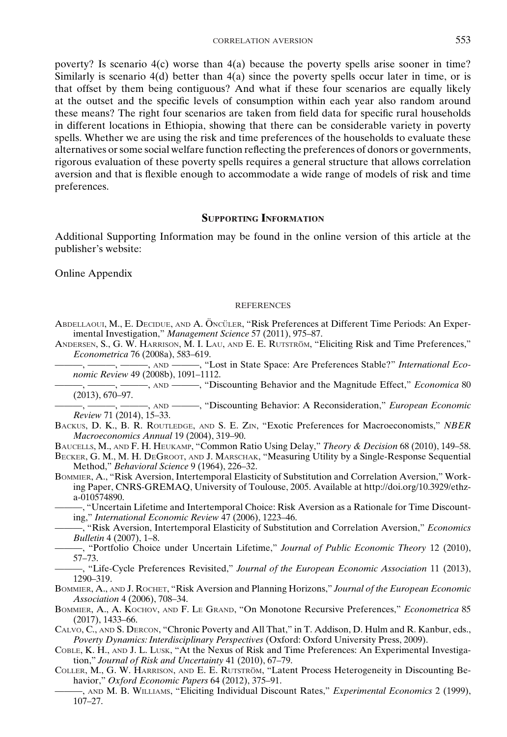poverty? Is scenario 4(c) worse than 4(a) because the poverty spells arise sooner in time? Similarly is scenario 4(d) better than 4(a) since the poverty spells occur later in time, or is that offset by them being contiguous? And what if these four scenarios are equally likely at the outset and the specific levels of consumption within each year also random around these means? The right four scenarios are taken from field data for specific rural households in different locations in Ethiopia, showing that there can be considerable variety in poverty spells. Whether we are using the risk and time preferences of the households to evaluate these alternatives or some social welfare function reflecting the preferences of donors or governments, rigorous evaluation of these poverty spells requires a general structure that allows correlation aversion and that is flexible enough to accommodate a wide range of models of risk and time preferences.

## Supporting Information

Additional Supporting Information may be found in the online version of this article at the publisher's website:

Online Appendix

## References

Abdellaoui, M., E. Decidue, and A. Öncüler, "Risk Preferences at Different Time Periods: An Experimental Investigation," *Management Science* 57 (2011), 975–87.

Andersen, S., G. W. Harrison, M. I. Lau, and E. E. Rutström, "Eliciting Risk and Time Preferences," *Econometrica* 76 (2008a), 583–619.

———, ———, ———, and ———, "Lost in State Space: Are Preferences Stable?" *International Economic Review* 49 (2008b), 1091–1112.

———, ———, ———, and ———, "Discounting Behavior and the Magnitude Effect," *Economica* 80 (2013), 670–97.

———, ———, ———, and ———, "Discounting Behavior: A Reconsideration," *European Economic Review* 71 (2014), 15–33.

Backus, D. K., B. R. Routledge, and S. E. Zin, "Exotic Preferences for Macroeconomists," *NBER Macroeconomics Annual* 19 (2004), 319–90.

Baucells, M., and F. H. Heukamp, "Common Ratio Using Delay," *Theory & Decision* 68 (2010), 149–58.

Becker, G. M., M. H. DeGroot, and J. Marschak, "Measuring Utility by a Single-Response Sequential Method," *Behavioral Science* 9 (1964), 226–32.

Bommier, A., "Risk Aversion, Intertemporal Elasticity of Substitution and Correlation Aversion," Working Paper, CNRS-GREMAQ, University of Toulouse, 2005. Available at http://doi.org/10.3929/ethz-a-010574890.

———, "Uncertain Lifetime and Intertemporal Choice: Risk Aversion as a Rationale for Time Discounting," *International Economic Review* 47 (2006), 1223–46.

———, "Risk Aversion, Intertemporal Elasticity of Substitution and Correlation Aversion," *Economics Bulletin* 4 (2007), 1–8.

———, "Portfolio Choice under Uncertain Lifetime," *Journal of Public Economic Theory* 12 (2010), 57–73.

———, "Life-Cycle Preferences Revisited," *Journal of the European Economic Association* 11 (2013), 1290–319.

Bommier, A., and J. Rochet, "Risk Aversion and Planning Horizons," *Journal of the European Economic Association* 4 (2006), 708–34.

Bommier, A., A. Kochov, and F. Le Grand, "On Monotone Recursive Preferences," *Econometrica* 85 (2017), 1433–66.

Calvo, C., and S. Dercon, "Chronic Poverty and All That," in T. Addison, D. Hulm and R. Kanbur, eds., *Poverty Dynamics: Interdisciplinary Perspectives* (Oxford: Oxford University Press, 2009).

Coble, K. H., and J. L. Lusk, "At the Nexus of Risk and Time Preferences: An Experimental Investigation," *Journal of Risk and Uncertainty* 41 (2010), 67–79.

Coller, M., G. W. Harrison, and E. E. Rutström, "Latent Process Heterogeneity in Discounting Behavior," *Oxford Economic Papers* 64 (2012), 375–91.

———, and M. B. Williams, "Eliciting Individual Discount Rates," *Experimental Economics* 2 (1999), 107–27.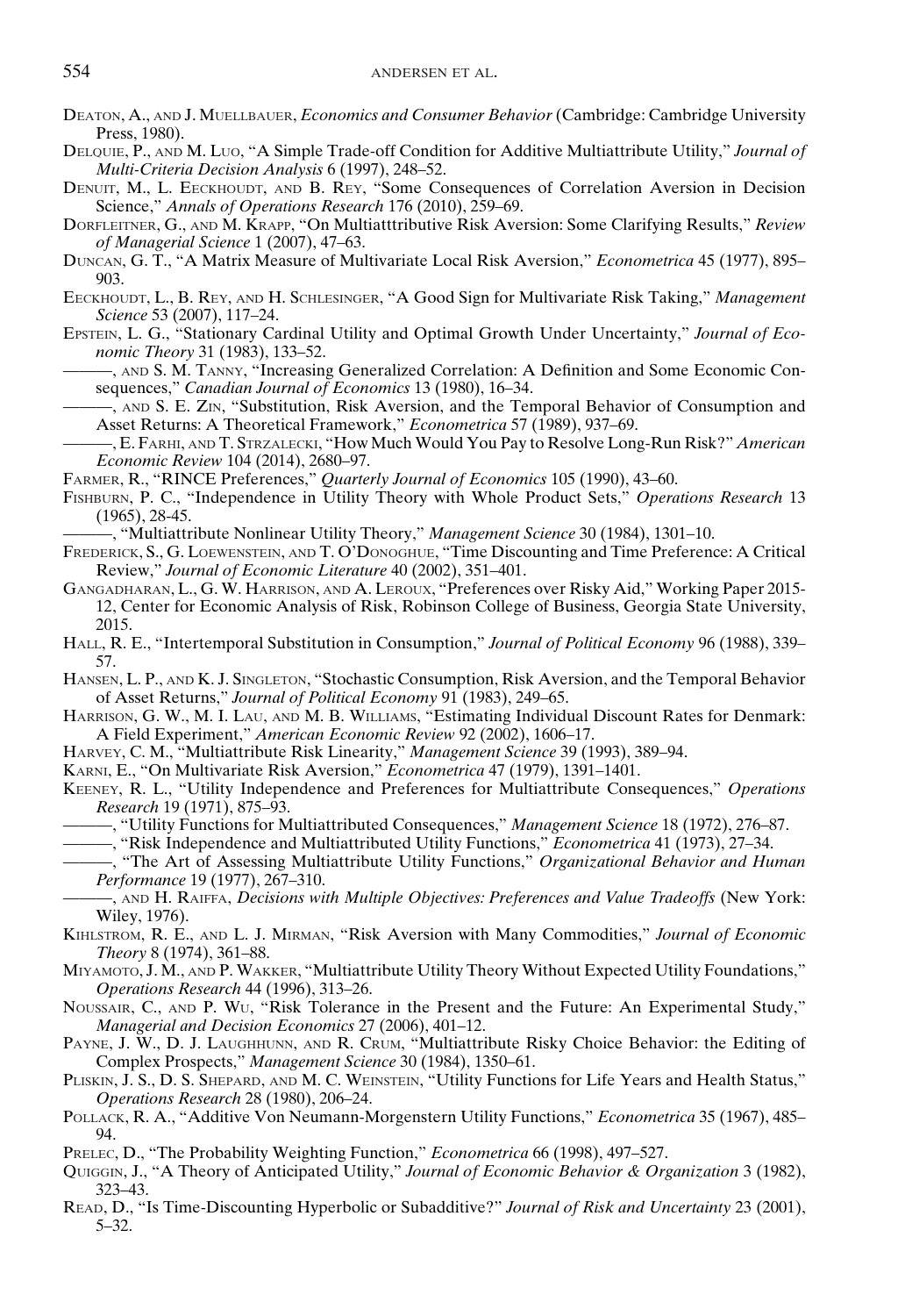Deaton, A., and J. Muellbauer, *Economics and Consumer Behavior* (Cambridge: Cambridge University Press, 1980).

Delquie, P., and M. Luo, "A Simple Trade-off Condition for Additive Multiattribute Utility," *Journal of Multi-Criteria Decision Analysis* 6 (1997), 248–52.

Denuit, M., L. Eeckhoudt, and B. Rey, "Some Consequences of Correlation Aversion in Decision Science," *Annals of Operations Research* 176 (2010), 259–69.

Dorfleitner, G., and M. Krapp, "On Multiatttributive Risk Aversion: Some Clarifying Results," *Review of Managerial Science* 1 (2007), 47–63.

Duncan, G. T., "A Matrix Measure of Multivariate Local Risk Aversion," *Econometrica* 45 (1977), 895–903.

Eeckhoudt, L., B. Rey, and H. Schlesinger, "A Good Sign for Multivariate Risk Taking," *Management Science* 53 (2007), 117–24.

Epstein, L. G., "Stationary Cardinal Utility and Optimal Growth Under Uncertainty," *Journal of Economic Theory* 31 (1983), 133–52.

———, and S. M. Tanny, "Increasing Generalized Correlation: A Definition and Some Economic Consequences," *Canadian Journal of Economics* 13 (1980), 16–34.

———, and S. E. Zin, "Substitution, Risk Aversion, and the Temporal Behavior of Consumption and Asset Returns: A Theoretical Framework," *Econometrica* 57 (1989), 937–69.

———, E. Farhi, and T. Strzalecki, "How Much Would You Pay to Resolve Long-Run Risk?" *American Economic Review* 104 (2014), 2680–97.

Farmer, R., "RINCE Preferences," *Quarterly Journal of Economics* 105 (1990), 43–60.

Fishburn, P. C., "Independence in Utility Theory with Whole Product Sets," *Operations Research* 13 (1965), 28-45.

———, "Multiattribute Nonlinear Utility Theory," *Management Science* 30 (1984), 1301–10.

Frederick, S., G. Loewenstein, and T. O'Donoghue, "Time Discounting and Time Preference: A Critical Review," *Journal of Economic Literature* 40 (2002), 351–401.

Gangadharan, L., G. W. Harrison, and A. Leroux, "Preferences over Risky Aid," Working Paper 2015-12, Center for Economic Analysis of Risk, Robinson College of Business, Georgia State University, 2015.

Hall, R. E., "Intertemporal Substitution in Consumption," *Journal of Political Economy* 96 (1988), 339–57.

Hansen, L. P., and K. J. Singleton, "Stochastic Consumption, Risk Aversion, and the Temporal Behavior of Asset Returns," *Journal of Political Economy* 91 (1983), 249–65.

Harrison, G. W., M. I. Lau, and M. B. Williams, "Estimating Individual Discount Rates for Denmark: A Field Experiment," *American Economic Review* 92 (2002), 1606–17.

Harvey, C. M., "Multiattribute Risk Linearity," *Management Science* 39 (1993), 389–94.

Karni, E., "On Multivariate Risk Aversion," *Econometrica* 47 (1979), 1391–1401.

Keeney, R. L., "Utility Independence and Preferences for Multiattribute Consequences," *Operations Research* 19 (1971), 875–93.

———, "Utility Functions for Multiattributed Consequences," *Management Science* 18 (1972), 276–87.

———, "Risk Independence and Multiattributed Utility Functions," *Econometrica* 41 (1973), 27–34.

———, "The Art of Assessing Multiattribute Utility Functions," *Organizational Behavior and Human Performance* 19 (1977), 267–310.

———, and H. Raiffa, *Decisions with Multiple Objectives: Preferences and Value Tradeoffs* (New York: Wiley, 1976).

Kihlstrom, R. E., and L. J. Mirman, "Risk Aversion with Many Commodities," *Journal of Economic Theory* 8 (1974), 361–88.

Miyamoto, J. M., and P. Wakker, "Multiattribute Utility Theory Without Expected Utility Foundations," *Operations Research* 44 (1996), 313–26.

Noussair, C., and P. Wu, "Risk Tolerance in the Present and the Future: An Experimental Study," *Managerial and Decision Economics* 27 (2006), 401–12.

Payne, J. W., D. J. Laughhunn, and R. Crum, "Multiattribute Risky Choice Behavior: the Editing of Complex Prospects," *Management Science* 30 (1984), 1350–61.

Pliskin, J. S., D. S. Shepard, and M. C. Weinstein, "Utility Functions for Life Years and Health Status," *Operations Research* 28 (1980), 206–24.

Pollack, R. A., "Additive Von Neumann-Morgenstern Utility Functions," *Econometrica* 35 (1967), 485–94.

Prelec, D., "The Probability Weighting Function," *Econometrica* 66 (1998), 497–527.

Quiggin, J., "A Theory of Anticipated Utility," *Journal of Economic Behavior & Organization* 3 (1982), 323–43.

Read, D., "Is Time-Discounting Hyperbolic or Subadditive?" *Journal of Risk and Uncertainty* 23 (2001), 5–32.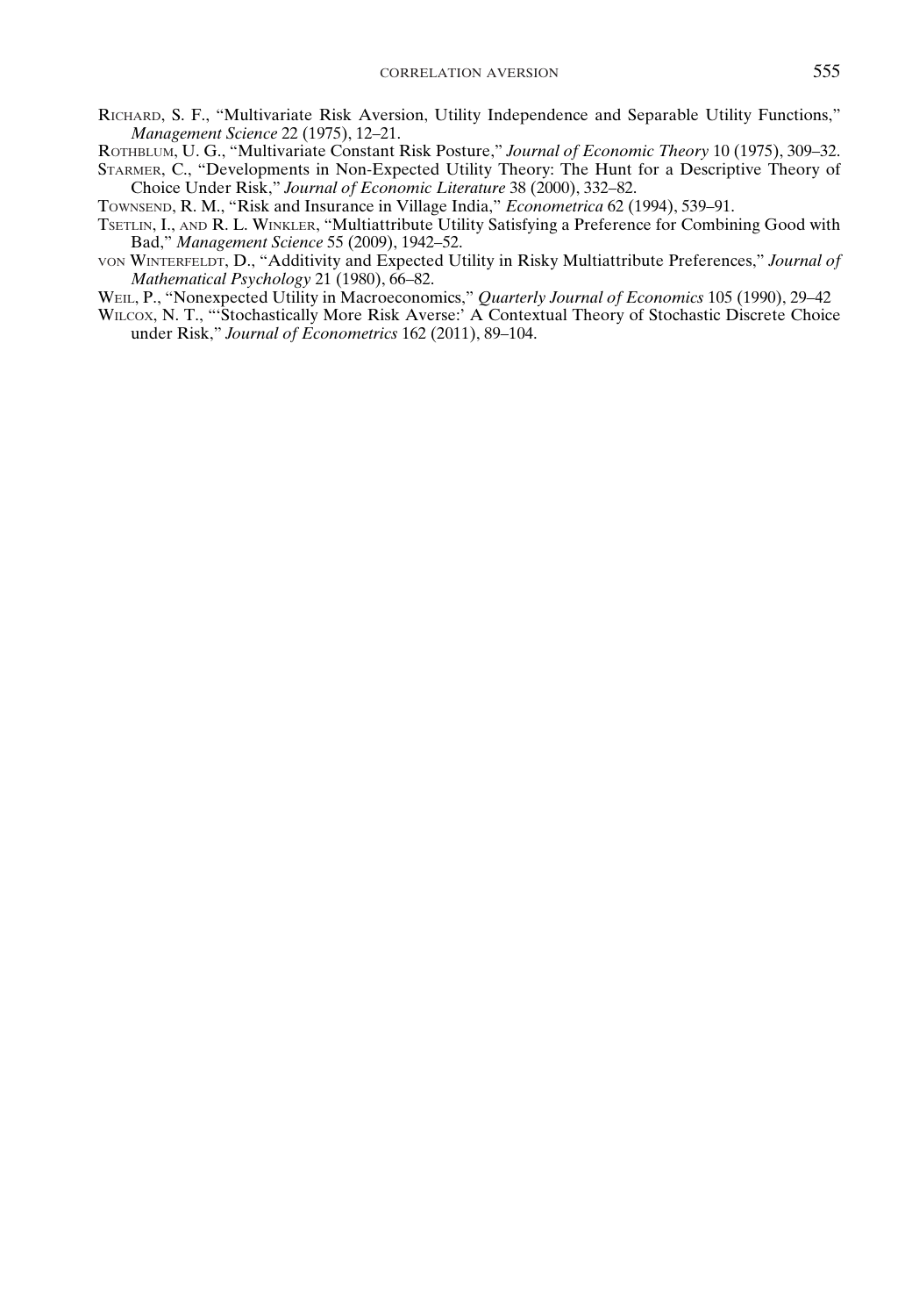RICHARD, S. F., "Multivariate Risk Aversion, Utility Independence and Separable Utility Functions," *Management Science* 22 (1975), 12–21.

ROTHBLUM, U. G., "Multivariate Constant Risk Posture," *Journal of Economic Theory* 10 (1975), 309–32.

STARMER, C., "Developments in Non-Expected Utility Theory: The Hunt for a Descriptive Theory of Choice Under Risk," *Journal of Economic Literature* 38 (2000), 332–82.

TOWNSEND, R. M., "Risk and Insurance in Village India," *Econometrica* 62 (1994), 539–91.

TSETLIN, I., AND R. L. WINKLER, "Multiattribute Utility Satisfying a Preference for Combining Good with Bad," *Management Science* 55 (2009), 1942–52.

VON WINTERFELDT, D., "Additivity and Expected Utility in Risky Multiattribute Preferences," *Journal of Mathematical Psychology* 21 (1980), 66–82.

WEIL, P., "Nonexpected Utility in Macroeconomics," *Quarterly Journal of Economics* 105 (1990), 29–42

WILCOX, N. T., "'Stochastically More Risk Averse:' A Contextual Theory of Stochastic Discrete Choice under Risk," *Journal of Econometrics* 162 (2011), 89–104.